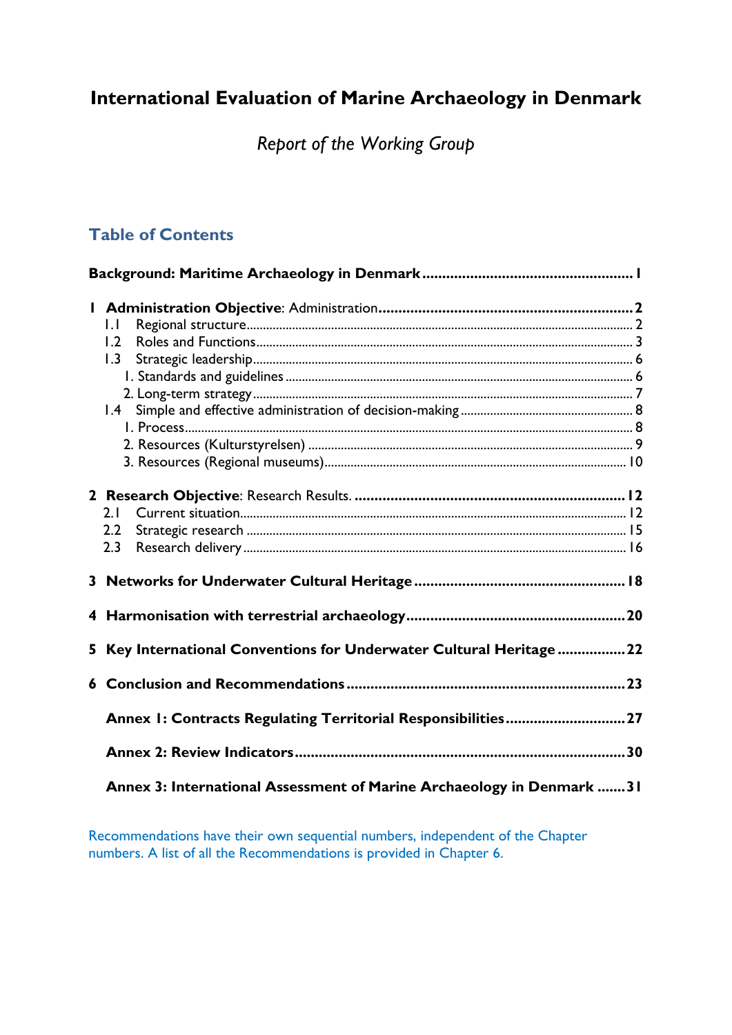# International Evaluation of Marine Archaeology in Denmark

*Report of the Working Group*

## Table of Contents

**Background: Maritime Archaeology in Denmark** ........ 1

**1 Administration Objective**: Administration ........ 2
- 1.1 Regional structure ........ 2
- 1.2 Roles and Functions ........ 3
- 1.3 Strategic leadership ........ 6
  - 1. Standards and guidelines ........ 6
  - 2. Long-term strategy ........ 7
- 1.4 Simple and effective administration of decision-making ........ 8
  - 1. Process ........ 8
  - 2. Resources (Kulturstyrelsen) ........ 9
  - 3. Resources (Regional museums) ........ 10

**2 Research Objective**: Research Results. ........ 12
- 2.1 Current situation ........ 12
- 2.2 Strategic research ........ 15
- 2.3 Research delivery ........ 16

**3 Networks for Underwater Cultural Heritage** ........ 18

**4 Harmonisation with terrestrial archaeology** ........ 20

**5 Key International Conventions for Underwater Cultural Heritage** ........ 22

**6 Conclusion and Recommendations** ........ 23

**Annex 1: Contracts Regulating Territorial Responsibilities** ........ 27

**Annex 2: Review Indicators** ........ 30

**Annex 3: International Assessment of Marine Archaeology in Denmark** ........ 31

Recommendations have their own sequential numbers, independent of the Chapter numbers. A list of all the Recommendations is provided in Chapter 6.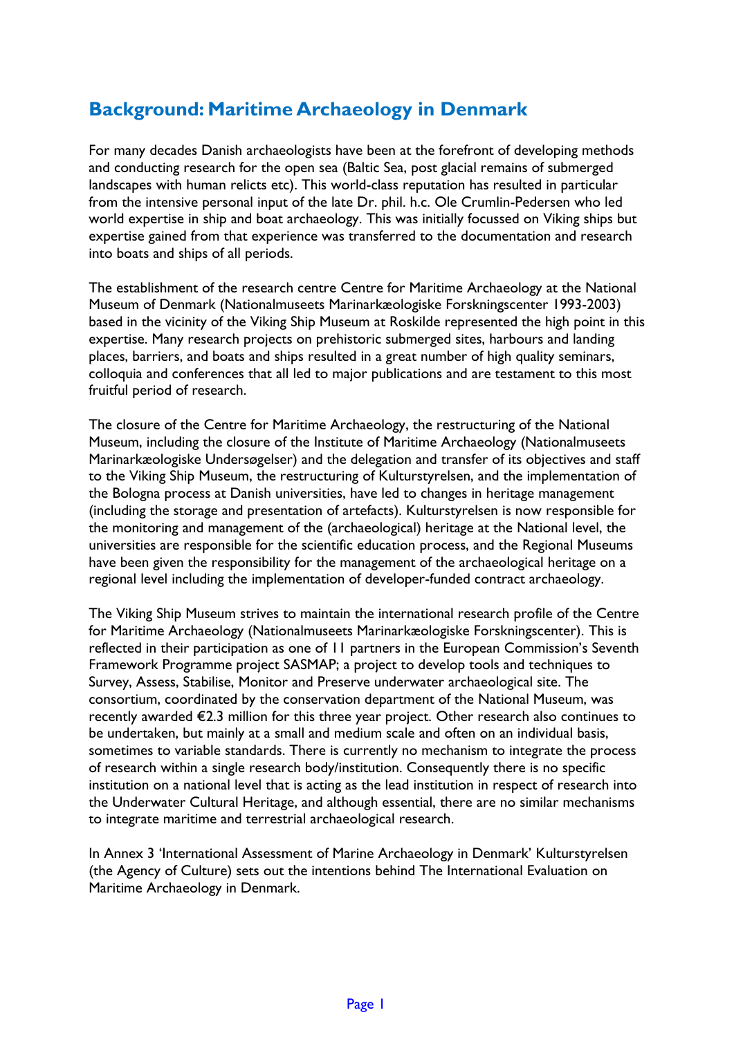## Background: Maritime Archaeology in Denmark

For many decades Danish archaeologists have been at the forefront of developing methods and conducting research for the open sea (Baltic Sea, post glacial remains of submerged landscapes with human relicts etc). This world-class reputation has resulted in particular from the intensive personal input of the late Dr. phil. h.c. Ole Crumlin-Pedersen who led world expertise in ship and boat archaeology. This was initially focussed on Viking ships but expertise gained from that experience was transferred to the documentation and research into boats and ships of all periods.

The establishment of the research centre Centre for Maritime Archaeology at the National Museum of Denmark (Nationalmuseets Marinarkæologiske Forskningscenter 1993-2003) based in the vicinity of the Viking Ship Museum at Roskilde represented the high point in this expertise. Many research projects on prehistoric submerged sites, harbours and landing places, barriers, and boats and ships resulted in a great number of high quality seminars, colloquia and conferences that all led to major publications and are testament to this most fruitful period of research.

The closure of the Centre for Maritime Archaeology, the restructuring of the National Museum, including the closure of the Institute of Maritime Archaeology (Nationalmuseets Marinarkæologiske Undersøgelser) and the delegation and transfer of its objectives and staff to the Viking Ship Museum, the restructuring of Kulturstyrelsen, and the implementation of the Bologna process at Danish universities, have led to changes in heritage management (including the storage and presentation of artefacts). Kulturstyrelsen is now responsible for the monitoring and management of the (archaeological) heritage at the National level, the universities are responsible for the scientific education process, and the Regional Museums have been given the responsibility for the management of the archaeological heritage on a regional level including the implementation of developer-funded contract archaeology.

The Viking Ship Museum strives to maintain the international research profile of the Centre for Maritime Archaeology (Nationalmuseets Marinarkæologiske Forskningscenter). This is reflected in their participation as one of 11 partners in the European Commission's Seventh Framework Programme project SASMAP; a project to develop tools and techniques to Survey, Assess, Stabilise, Monitor and Preserve underwater archaeological site. The consortium, coordinated by the conservation department of the National Museum, was recently awarded €2.3 million for this three year project. Other research also continues to be undertaken, but mainly at a small and medium scale and often on an individual basis, sometimes to variable standards. There is currently no mechanism to integrate the process of research within a single research body/institution. Consequently there is no specific institution on a national level that is acting as the lead institution in respect of research into the Underwater Cultural Heritage, and although essential, there are no similar mechanisms to integrate maritime and terrestrial archaeological research.

In Annex 3 'International Assessment of Marine Archaeology in Denmark' Kulturstyrelsen (the Agency of Culture) sets out the intentions behind The International Evaluation on Maritime Archaeology in Denmark.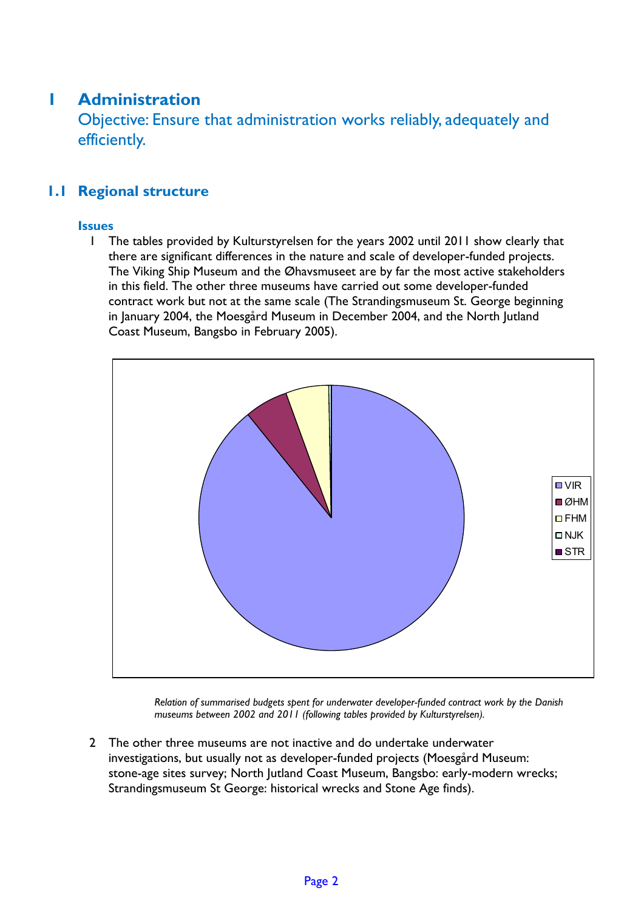# 1 Administration

Objective: Ensure that administration works reliably, adequately and efficiently.

## 1.1 Regional structure

### Issues

1 The tables provided by Kulturstyrelsen for the years 2002 until 2011 show clearly that there are significant differences in the nature and scale of developer-funded projects. The Viking Ship Museum and the Øhavsmuseet are by far the most active stakeholders in this field. The other three museums have carried out some developer-funded contract work but not at the same scale (The Strandingsmuseum St. George beginning in January 2004, the Moesgård Museum in December 2004, and the North Jutland Coast Museum, Bangsbo in February 2005).

*Relation of summarised budgets spent for underwater developer-funded contract work by the Danish museums between 2002 and 2011 (following tables provided by Kulturstyrelsen).*

2 The other three museums are not inactive and do undertake underwater investigations, but usually not as developer-funded projects (Moesgård Museum: stone-age sites survey; North Jutland Coast Museum, Bangsbo: early-modern wrecks; Strandingsmuseum St George: historical wrecks and Stone Age finds).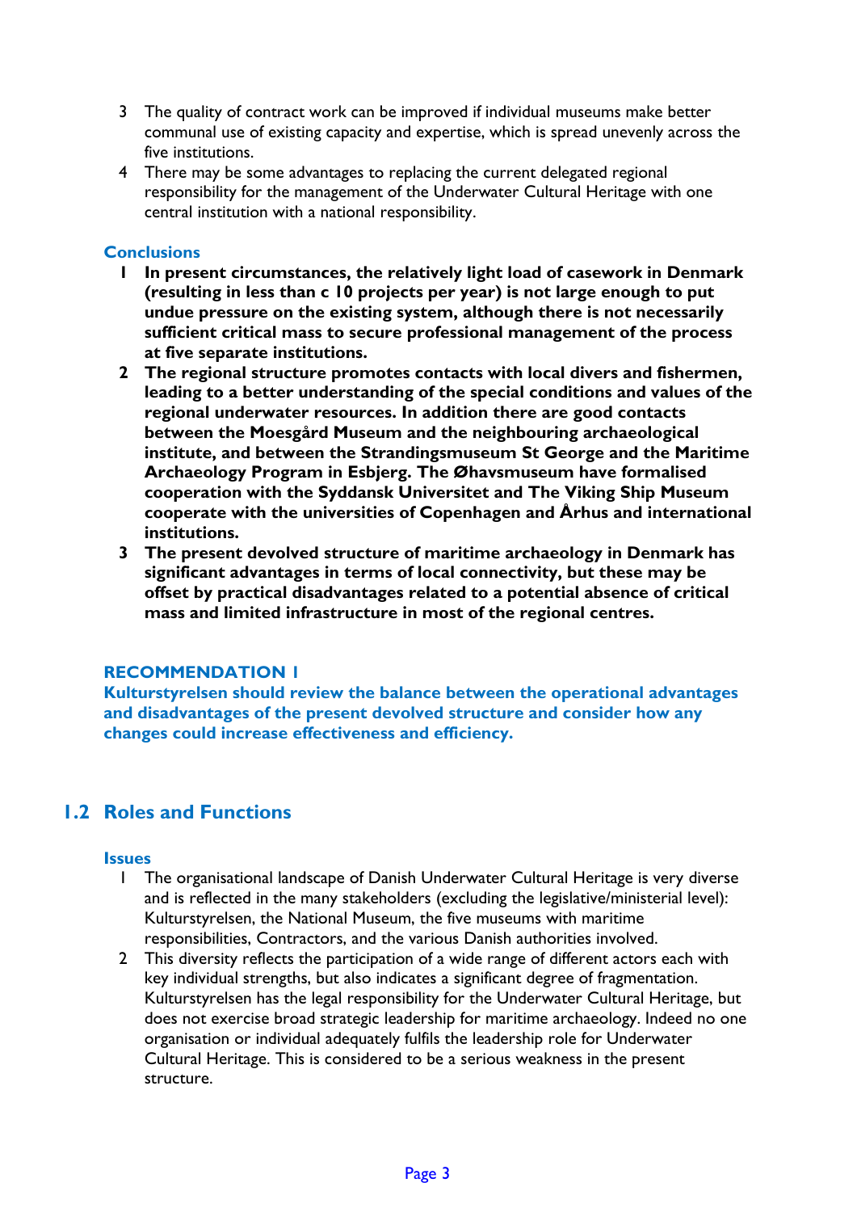3. The quality of contract work can be improved if individual museums make better communal use of existing capacity and expertise, which is spread unevenly across the five institutions.
4. There may be some advantages to replacing the current delegated regional responsibility for the management of the Underwater Cultural Heritage with one central institution with a national responsibility.

### Conclusions

1. **In present circumstances, the relatively light load of casework in Denmark (resulting in less than c 10 projects per year) is not large enough to put undue pressure on the existing system, although there is not necessarily sufficient critical mass to secure professional management of the process at five separate institutions.**
2. **The regional structure promotes contacts with local divers and fishermen, leading to a better understanding of the special conditions and values of the regional underwater resources. In addition there are good contacts between the Moesgård Museum and the neighbouring archaeological institute, and between the Strandingsmuseum St George and the Maritime Archaeology Program in Esbjerg. The Øhavsmuseum have formalised cooperation with the Syddansk Universitet and The Viking Ship Museum cooperate with the universities of Copenhagen and Århus and international institutions.**
3. **The present devolved structure of maritime archaeology in Denmark has significant advantages in terms of local connectivity, but these may be offset by practical disadvantages related to a potential absence of critical mass and limited infrastructure in most of the regional centres.**

### RECOMMENDATION 1

**Kulturstyrelsen should review the balance between the operational advantages and disadvantages of the present devolved structure and consider how any changes could increase effectiveness and efficiency.**

## 1.2 Roles and Functions

### Issues

1. The organisational landscape of Danish Underwater Cultural Heritage is very diverse and is reflected in the many stakeholders (excluding the legislative/ministerial level): Kulturstyrelsen, the National Museum, the five museums with maritime responsibilities, Contractors, and the various Danish authorities involved.
2. This diversity reflects the participation of a wide range of different actors each with key individual strengths, but also indicates a significant degree of fragmentation. Kulturstyrelsen has the legal responsibility for the Underwater Cultural Heritage, but does not exercise broad strategic leadership for maritime archaeology. Indeed no one organisation or individual adequately fulfils the leadership role for Underwater Cultural Heritage. This is considered to be a serious weakness in the present structure.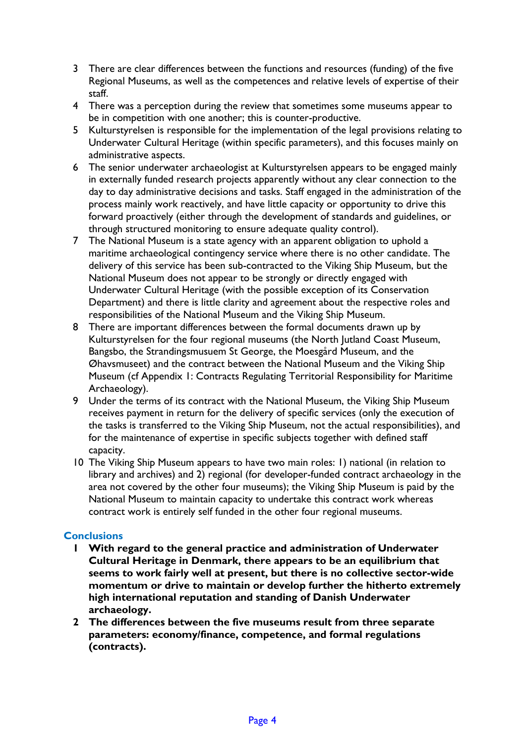3. There are clear differences between the functions and resources (funding) of the five Regional Museums, as well as the competences and relative levels of expertise of their staff.
4. There was a perception during the review that sometimes some museums appear to be in competition with one another; this is counter-productive.
5. Kulturstyrelsen is responsible for the implementation of the legal provisions relating to Underwater Cultural Heritage (within specific parameters), and this focuses mainly on administrative aspects.
6. The senior underwater archaeologist at Kulturstyrelsen appears to be engaged mainly in externally funded research projects apparently without any clear connection to the day to day administrative decisions and tasks. Staff engaged in the administration of the process mainly work reactively, and have little capacity or opportunity to drive this forward proactively (either through the development of standards and guidelines, or through structured monitoring to ensure adequate quality control).
7. The National Museum is a state agency with an apparent obligation to uphold a maritime archaeological contingency service where there is no other candidate. The delivery of this service has been sub-contracted to the Viking Ship Museum, but the National Museum does not appear to be strongly or directly engaged with Underwater Cultural Heritage (with the possible exception of its Conservation Department) and there is little clarity and agreement about the respective roles and responsibilities of the National Museum and the Viking Ship Museum.
8. There are important differences between the formal documents drawn up by Kulturstyrelsen for the four regional museums (the North Jutland Coast Museum, Bangsbo, the Strandingsmusuem St George, the Moesgård Museum, and the Øhavsmuseet) and the contract between the National Museum and the Viking Ship Museum (cf Appendix 1: Contracts Regulating Territorial Responsibility for Maritime Archaeology).
9. Under the terms of its contract with the National Museum, the Viking Ship Museum receives payment in return for the delivery of specific services (only the execution of the tasks is transferred to the Viking Ship Museum, not the actual responsibilities), and for the maintenance of expertise in specific subjects together with defined staff capacity.
10. The Viking Ship Museum appears to have two main roles: 1) national (in relation to library and archives) and 2) regional (for developer-funded contract archaeology in the area not covered by the other four museums); the Viking Ship Museum is paid by the National Museum to maintain capacity to undertake this contract work whereas contract work is entirely self funded in the other four regional museums.

## Conclusions

1. **With regard to the general practice and administration of Underwater Cultural Heritage in Denmark, there appears to be an equilibrium that seems to work fairly well at present, but there is no collective sector-wide momentum or drive to maintain or develop further the hitherto extremely high international reputation and standing of Danish Underwater archaeology.**
2. **The differences between the five museums result from three separate parameters: economy/finance, competence, and formal regulations (contracts).**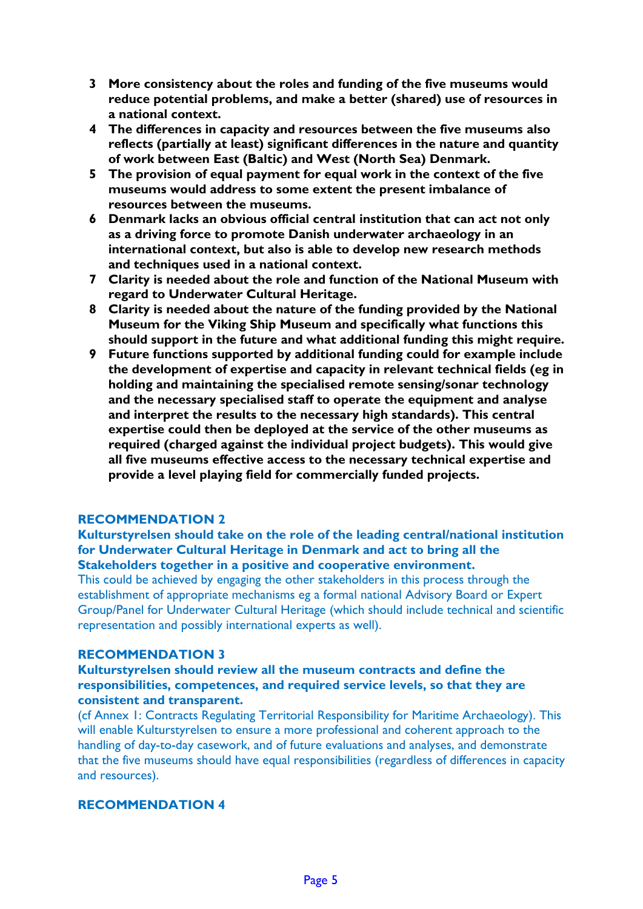3. **More consistency about the roles and funding of the five museums would reduce potential problems, and make a better (shared) use of resources in a national context.**
4. **The differences in capacity and resources between the five museums also reflects (partially at least) significant differences in the nature and quantity of work between East (Baltic) and West (North Sea) Denmark.**
5. **The provision of equal payment for equal work in the context of the five museums would address to some extent the present imbalance of resources between the museums.**
6. **Denmark lacks an obvious official central institution that can act not only as a driving force to promote Danish underwater archaeology in an international context, but also is able to develop new research methods and techniques used in a national context.**
7. **Clarity is needed about the role and function of the National Museum with regard to Underwater Cultural Heritage.**
8. **Clarity is needed about the nature of the funding provided by the National Museum for the Viking Ship Museum and specifically what functions this should support in the future and what additional funding this might require.**
9. **Future functions supported by additional funding could for example include the development of expertise and capacity in relevant technical fields (eg in holding and maintaining the specialised remote sensing/sonar technology and the necessary specialised staff to operate the equipment and analyse and interpret the results to the necessary high standards). This central expertise could then be deployed at the service of the other museums as required (charged against the individual project budgets). This would give all five museums effective access to the necessary technical expertise and provide a level playing field for commercially funded projects.**

## RECOMMENDATION 2

**Kulturstyrelsen should take on the role of the leading central/national institution for Underwater Cultural Heritage in Denmark and act to bring all the Stakeholders together in a positive and cooperative environment.**

This could be achieved by engaging the other stakeholders in this process through the establishment of appropriate mechanisms eg a formal national Advisory Board or Expert Group/Panel for Underwater Cultural Heritage (which should include technical and scientific representation and possibly international experts as well).

## RECOMMENDATION 3

**Kulturstyrelsen should review all the museum contracts and define the responsibilities, competences, and required service levels, so that they are consistent and transparent.**

(cf Annex 1: Contracts Regulating Territorial Responsibility for Maritime Archaeology). This will enable Kulturstyrelsen to ensure a more professional and coherent approach to the handling of day-to-day casework, and of future evaluations and analyses, and demonstrate that the five museums should have equal responsibilities (regardless of differences in capacity and resources).

## RECOMMENDATION 4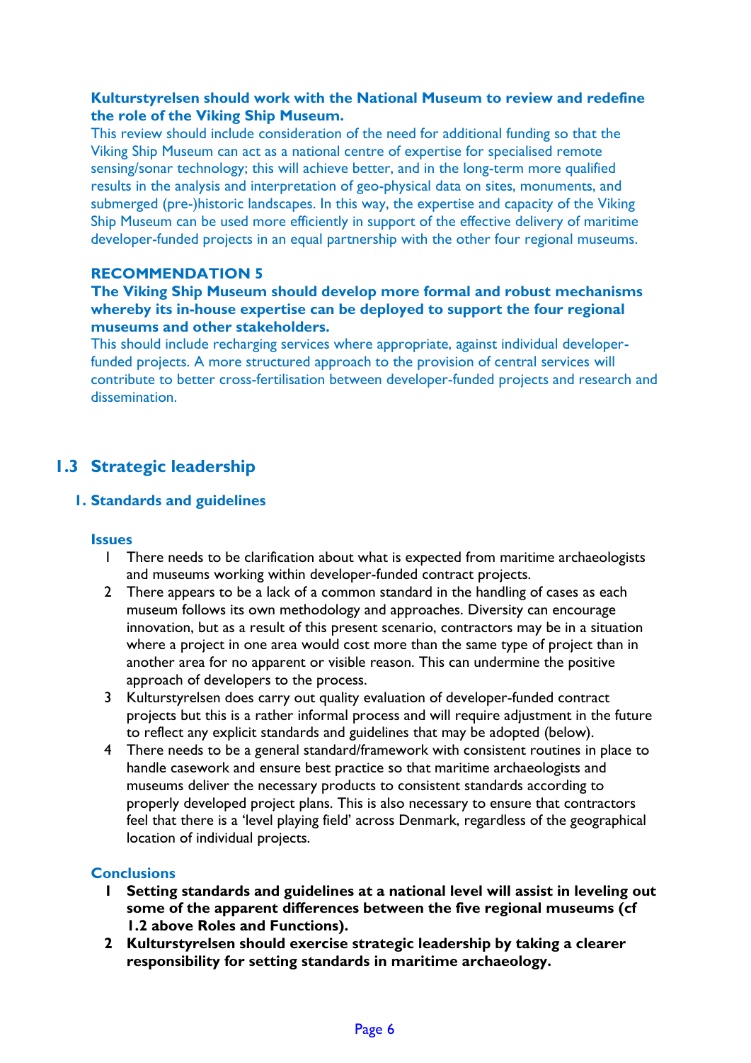**Kulturstyrelsen should work with the National Museum to review and redefine the role of the Viking Ship Museum.**

This review should include consideration of the need for additional funding so that the Viking Ship Museum can act as a national centre of expertise for specialised remote sensing/sonar technology; this will achieve better, and in the long-term more qualified results in the analysis and interpretation of geo-physical data on sites, monuments, and submerged (pre-)historic landscapes. In this way, the expertise and capacity of the Viking Ship Museum can be used more efficiently in support of the effective delivery of maritime developer-funded projects in an equal partnership with the other four regional museums.

**RECOMMENDATION 5**

**The Viking Ship Museum should develop more formal and robust mechanisms whereby its in-house expertise can be deployed to support the four regional museums and other stakeholders.**

This should include recharging services where appropriate, against individual developer-funded projects. A more structured approach to the provision of central services will contribute to better cross-fertilisation between developer-funded projects and research and dissemination.

## 1.3 Strategic leadership

### 1. Standards and guidelines

#### Issues

1. There needs to be clarification about what is expected from maritime archaeologists and museums working within developer-funded contract projects.
2. There appears to be a lack of a common standard in the handling of cases as each museum follows its own methodology and approaches. Diversity can encourage innovation, but as a result of this present scenario, contractors may be in a situation where a project in one area would cost more than the same type of project than in another area for no apparent or visible reason. This can undermine the positive approach of developers to the process.
3. Kulturstyrelsen does carry out quality evaluation of developer-funded contract projects but this is a rather informal process and will require adjustment in the future to reflect any explicit standards and guidelines that may be adopted (below).
4. There needs to be a general standard/framework with consistent routines in place to handle casework and ensure best practice so that maritime archaeologists and museums deliver the necessary products to consistent standards according to properly developed project plans. This is also necessary to ensure that contractors feel that there is a 'level playing field' across Denmark, regardless of the geographical location of individual projects.

#### Conclusions

1. **Setting standards and guidelines at a national level will assist in leveling out some of the apparent differences between the five regional museums (cf 1.2 above Roles and Functions).**
2. **Kulturstyrelsen should exercise strategic leadership by taking a clearer responsibility for setting standards in maritime archaeology.**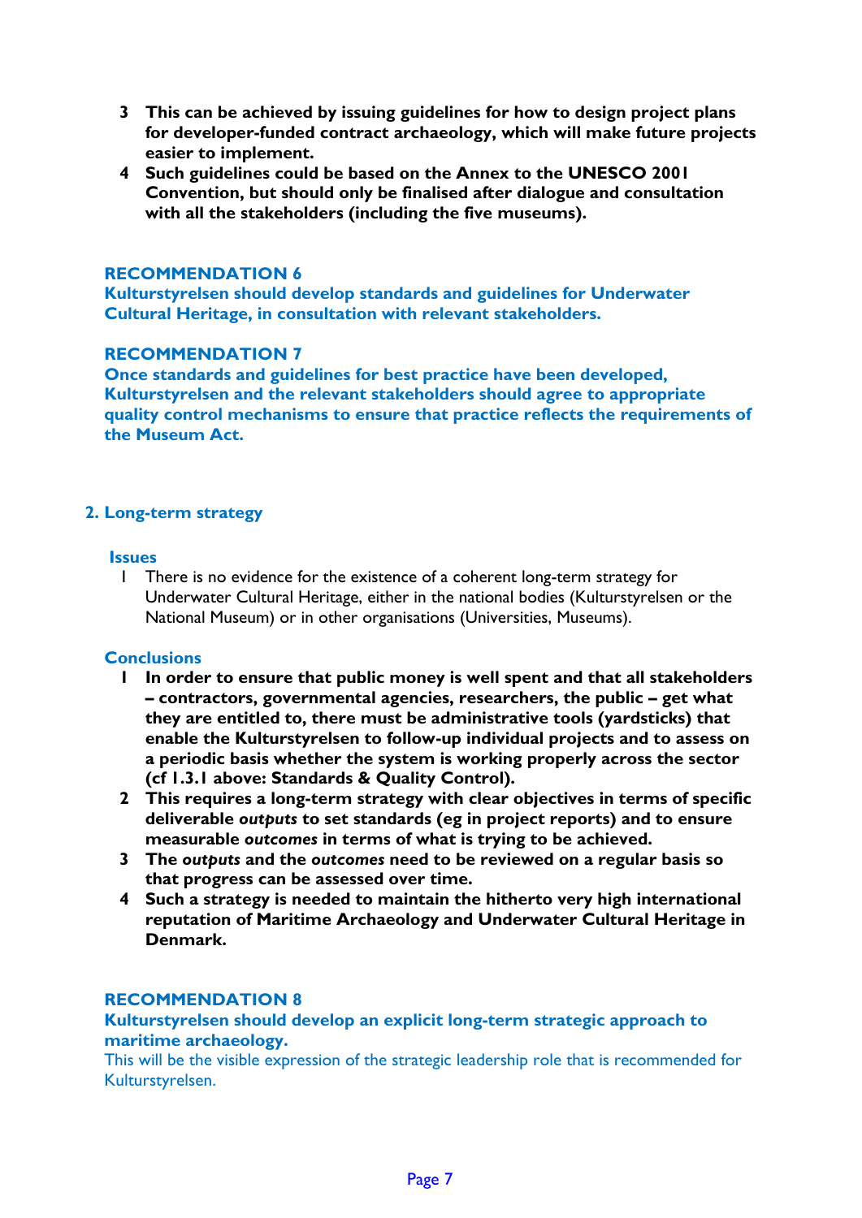3. **This can be achieved by issuing guidelines for how to design project plans for developer-funded contract archaeology, which will make future projects easier to implement.**
4. **Such guidelines could be based on the Annex to the UNESCO 2001 Convention, but should only be finalised after dialogue and consultation with all the stakeholders (including the five museums).**

**RECOMMENDATION 6**
**Kulturstyrelsen should develop standards and guidelines for Underwater Cultural Heritage, in consultation with relevant stakeholders.**

**RECOMMENDATION 7**
**Once standards and guidelines for best practice have been developed, Kulturstyrelsen and the relevant stakeholders should agree to appropriate quality control mechanisms to ensure that practice reflects the requirements of the Museum Act.**

## 2. Long-term strategy

### Issues

1. There is no evidence for the existence of a coherent long-term strategy for Underwater Cultural Heritage, either in the national bodies (Kulturstyrelsen or the National Museum) or in other organisations (Universities, Museums).

### Conclusions

1. **In order to ensure that public money is well spent and that all stakeholders – contractors, governmental agencies, researchers, the public – get what they are entitled to, there must be administrative tools (yardsticks) that enable the Kulturstyrelsen to follow-up individual projects and to assess on a periodic basis whether the system is working properly across the sector (cf 1.3.1 above: Standards & Quality Control).**
2. **This requires a long-term strategy with clear objectives in terms of specific deliverable *outputs* to set standards (eg in project reports) and to ensure measurable *outcomes* in terms of what is trying to be achieved.**
3. **The *outputs* and the *outcomes* need to be reviewed on a regular basis so that progress can be assessed over time.**
4. **Such a strategy is needed to maintain the hitherto very high international reputation of Maritime Archaeology and Underwater Cultural Heritage in Denmark.**

**RECOMMENDATION 8**
**Kulturstyrelsen should develop an explicit long-term strategic approach to maritime archaeology.**
This will be the visible expression of the strategic leadership role that is recommended for Kulturstyrelsen.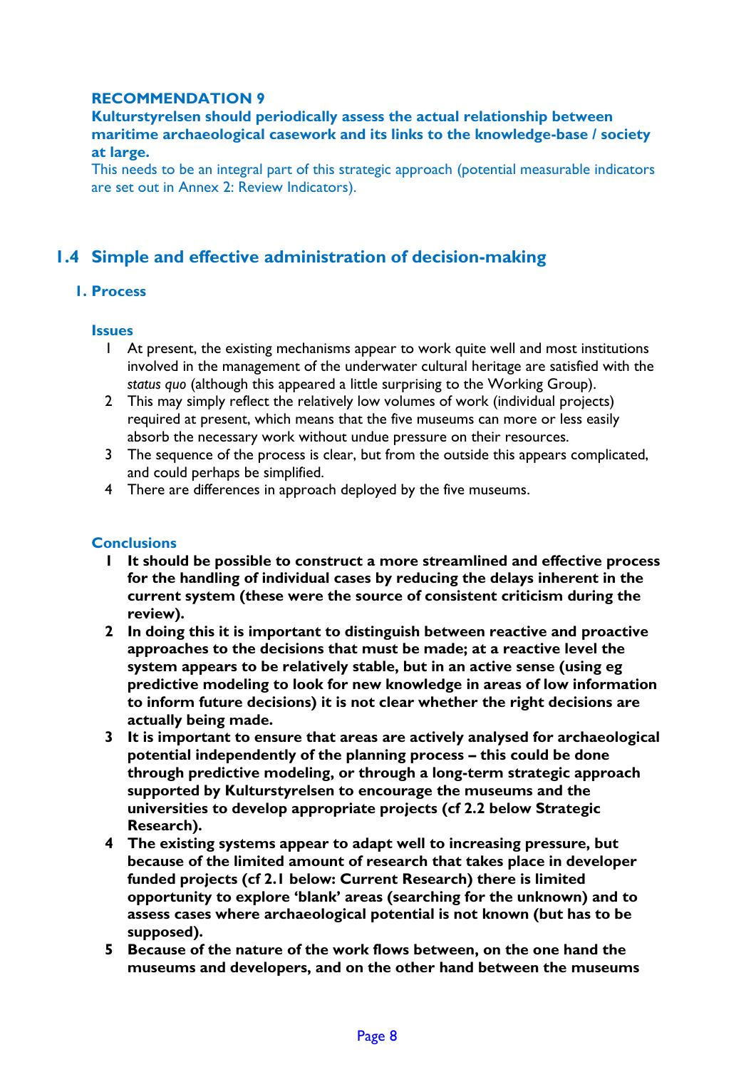**RECOMMENDATION 9**

**Kulturstyrelsen should periodically assess the actual relationship between maritime archaeological casework and its links to the knowledge-base / society at large.**

This needs to be an integral part of this strategic approach (potential measurable indicators are set out in Annex 2: Review Indicators).

## 1.4 Simple and effective administration of decision-making

### 1. Process

#### Issues

1. At present, the existing mechanisms appear to work quite well and most institutions involved in the management of the underwater cultural heritage are satisfied with the *status quo* (although this appeared a little surprising to the Working Group).
2. This may simply reflect the relatively low volumes of work (individual projects) required at present, which means that the five museums can more or less easily absorb the necessary work without undue pressure on their resources.
3. The sequence of the process is clear, but from the outside this appears complicated, and could perhaps be simplified.
4. There are differences in approach deployed by the five museums.

#### Conclusions

1. **It should be possible to construct a more streamlined and effective process for the handling of individual cases by reducing the delays inherent in the current system (these were the source of consistent criticism during the review).**
2. **In doing this it is important to distinguish between reactive and proactive approaches to the decisions that must be made; at a reactive level the system appears to be relatively stable, but in an active sense (using eg predictive modeling to look for new knowledge in areas of low information to inform future decisions) it is not clear whether the right decisions are actually being made.**
3. **It is important to ensure that areas are actively analysed for archaeological potential independently of the planning process – this could be done through predictive modeling, or through a long-term strategic approach supported by Kulturstyrelsen to encourage the museums and the universities to develop appropriate projects (cf 2.2 below Strategic Research).**
4. **The existing systems appear to adapt well to increasing pressure, but because of the limited amount of research that takes place in developer funded projects (cf 2.1 below: Current Research) there is limited opportunity to explore 'blank' areas (searching for the unknown) and to assess cases where archaeological potential is not known (but has to be supposed).**
5. **Because of the nature of the work flows between, on the one hand the museums and developers, and on the other hand between the museums**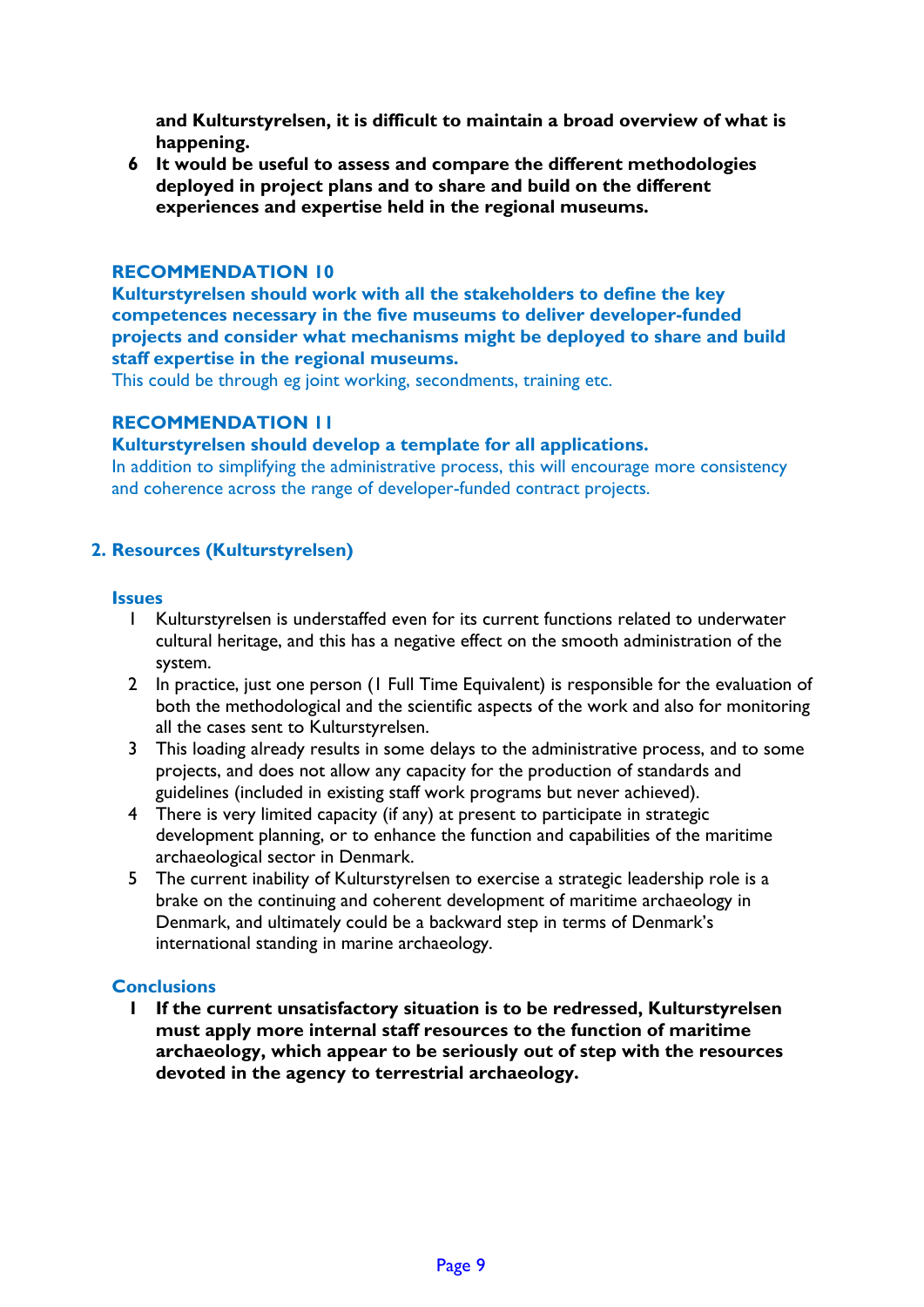**and Kulturstyrelsen, it is difficult to maintain a broad overview of what is happening.**

6 **It would be useful to assess and compare the different methodologies deployed in project plans and to share and build on the different experiences and expertise held in the regional museums.**

### RECOMMENDATION 10

**Kulturstyrelsen should work with all the stakeholders to define the key competences necessary in the five museums to deliver developer-funded projects and consider what mechanisms might be deployed to share and build staff expertise in the regional museums.**

This could be through eg joint working, secondments, training etc.

### RECOMMENDATION 11

**Kulturstyrelsen should develop a template for all applications.**

In addition to simplifying the administrative process, this will encourage more consistency and coherence across the range of developer-funded contract projects.

## 2. Resources (Kulturstyrelsen)

### Issues

1 Kulturstyrelsen is understaffed even for its current functions related to underwater cultural heritage, and this has a negative effect on the smooth administration of the system.

2 In practice, just one person (1 Full Time Equivalent) is responsible for the evaluation of both the methodological and the scientific aspects of the work and also for monitoring all the cases sent to Kulturstyrelsen.

3 This loading already results in some delays to the administrative process, and to some projects, and does not allow any capacity for the production of standards and guidelines (included in existing staff work programs but never achieved).

4 There is very limited capacity (if any) at present to participate in strategic development planning, or to enhance the function and capabilities of the maritime archaeological sector in Denmark.

5 The current inability of Kulturstyrelsen to exercise a strategic leadership role is a brake on the continuing and coherent development of maritime archaeology in Denmark, and ultimately could be a backward step in terms of Denmark's international standing in marine archaeology.

### Conclusions

1 **If the current unsatisfactory situation is to be redressed, Kulturstyrelsen must apply more internal staff resources to the function of maritime archaeology, which appear to be seriously out of step with the resources devoted in the agency to terrestrial archaeology.**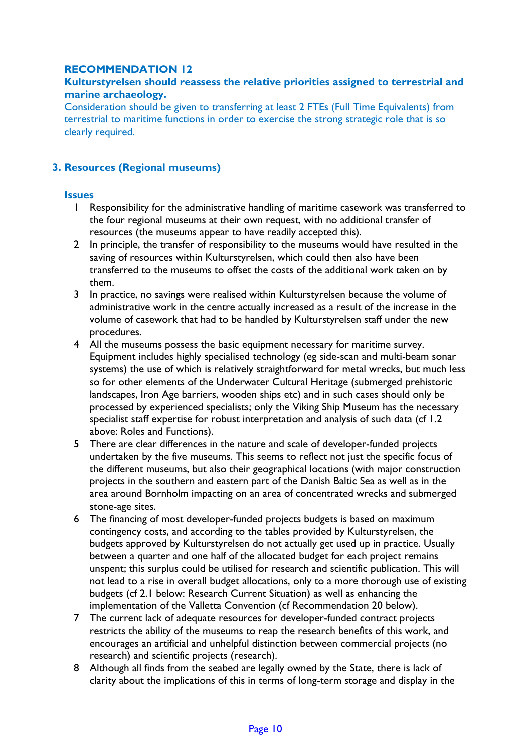### RECOMMENDATION 12

**Kulturstyrelsen should reassess the relative priorities assigned to terrestrial and marine archaeology.**

Consideration should be given to transferring at least 2 FTEs (Full Time Equivalents) from terrestrial to maritime functions in order to exercise the strong strategic role that is so clearly required.

## 3. Resources (Regional museums)

### Issues

1. Responsibility for the administrative handling of maritime casework was transferred to the four regional museums at their own request, with no additional transfer of resources (the museums appear to have readily accepted this).
2. In principle, the transfer of responsibility to the museums would have resulted in the saving of resources within Kulturstyrelsen, which could then also have been transferred to the museums to offset the costs of the additional work taken on by them.
3. In practice, no savings were realised within Kulturstyrelsen because the volume of administrative work in the centre actually increased as a result of the increase in the volume of casework that had to be handled by Kulturstyrelsen staff under the new procedures.
4. All the museums possess the basic equipment necessary for maritime survey. Equipment includes highly specialised technology (eg side-scan and multi-beam sonar systems) the use of which is relatively straightforward for metal wrecks, but much less so for other elements of the Underwater Cultural Heritage (submerged prehistoric landscapes, Iron Age barriers, wooden ships etc) and in such cases should only be processed by experienced specialists; only the Viking Ship Museum has the necessary specialist staff expertise for robust interpretation and analysis of such data (cf 1.2 above: Roles and Functions).
5. There are clear differences in the nature and scale of developer-funded projects undertaken by the five museums. This seems to reflect not just the specific focus of the different museums, but also their geographical locations (with major construction projects in the southern and eastern part of the Danish Baltic Sea as well as in the area around Bornholm impacting on an area of concentrated wrecks and submerged stone-age sites.
6. The financing of most developer-funded projects budgets is based on maximum contingency costs, and according to the tables provided by Kulturstyrelsen, the budgets approved by Kulturstyrelsen do not actually get used up in practice. Usually between a quarter and one half of the allocated budget for each project remains unspent; this surplus could be utilised for research and scientific publication. This will not lead to a rise in overall budget allocations, only to a more thorough use of existing budgets (cf 2.1 below: Research Current Situation) as well as enhancing the implementation of the Valletta Convention (cf Recommendation 20 below).
7. The current lack of adequate resources for developer-funded contract projects restricts the ability of the museums to reap the research benefits of this work, and encourages an artificial and unhelpful distinction between commercial projects (no research) and scientific projects (research).
8. Although all finds from the seabed are legally owned by the State, there is lack of clarity about the implications of this in terms of long-term storage and display in the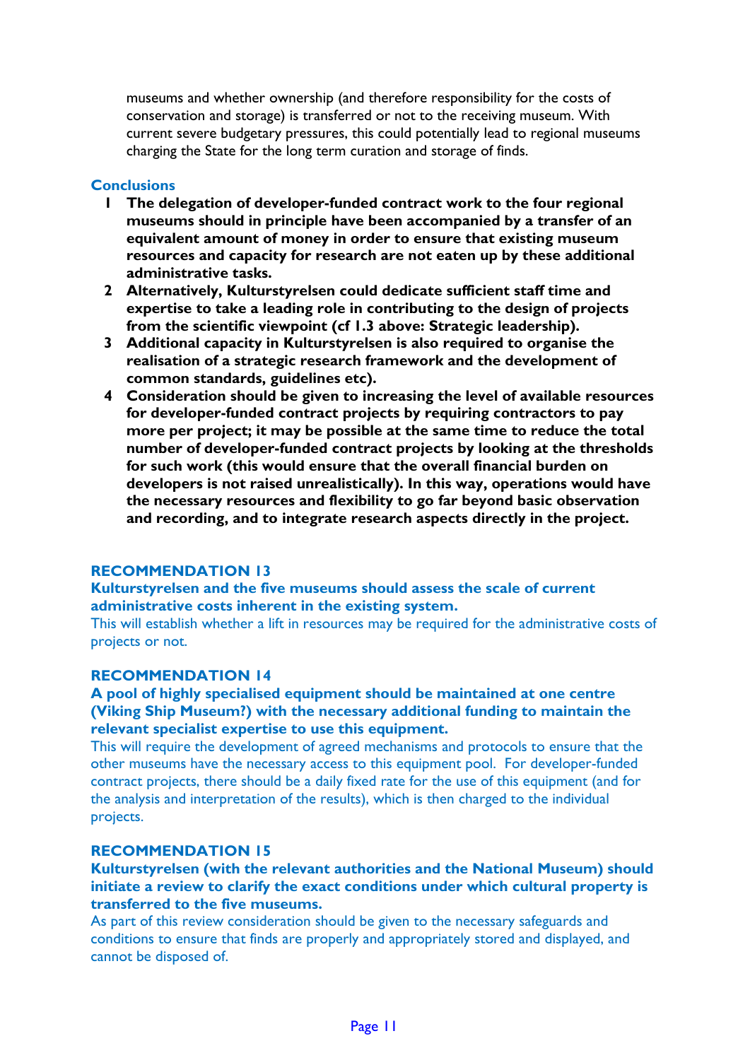museums and whether ownership (and therefore responsibility for the costs of conservation and storage) is transferred or not to the receiving museum. With current severe budgetary pressures, this could potentially lead to regional museums charging the State for the long term curation and storage of finds.

### Conclusions

1. **The delegation of developer-funded contract work to the four regional museums should in principle have been accompanied by a transfer of an equivalent amount of money in order to ensure that existing museum resources and capacity for research are not eaten up by these additional administrative tasks.**
2. **Alternatively, Kulturstyrelsen could dedicate sufficient staff time and expertise to take a leading role in contributing to the design of projects from the scientific viewpoint (cf 1.3 above: Strategic leadership).**
3. **Additional capacity in Kulturstyrelsen is also required to organise the realisation of a strategic research framework and the development of common standards, guidelines etc).**
4. **Consideration should be given to increasing the level of available resources for developer-funded contract projects by requiring contractors to pay more per project; it may be possible at the same time to reduce the total number of developer-funded contract projects by looking at the thresholds for such work (this would ensure that the overall financial burden on developers is not raised unrealistically). In this way, operations would have the necessary resources and flexibility to go far beyond basic observation and recording, and to integrate research aspects directly in the project.**

### RECOMMENDATION 13

**Kulturstyrelsen and the five museums should assess the scale of current administrative costs inherent in the existing system.**

This will establish whether a lift in resources may be required for the administrative costs of projects or not.

### RECOMMENDATION 14

**A pool of highly specialised equipment should be maintained at one centre (Viking Ship Museum?) with the necessary additional funding to maintain the relevant specialist expertise to use this equipment.**

This will require the development of agreed mechanisms and protocols to ensure that the other museums have the necessary access to this equipment pool. For developer-funded contract projects, there should be a daily fixed rate for the use of this equipment (and for the analysis and interpretation of the results), which is then charged to the individual projects.

### RECOMMENDATION 15

**Kulturstyrelsen (with the relevant authorities and the National Museum) should initiate a review to clarify the exact conditions under which cultural property is transferred to the five museums.**

As part of this review consideration should be given to the necessary safeguards and conditions to ensure that finds are properly and appropriately stored and displayed, and cannot be disposed of.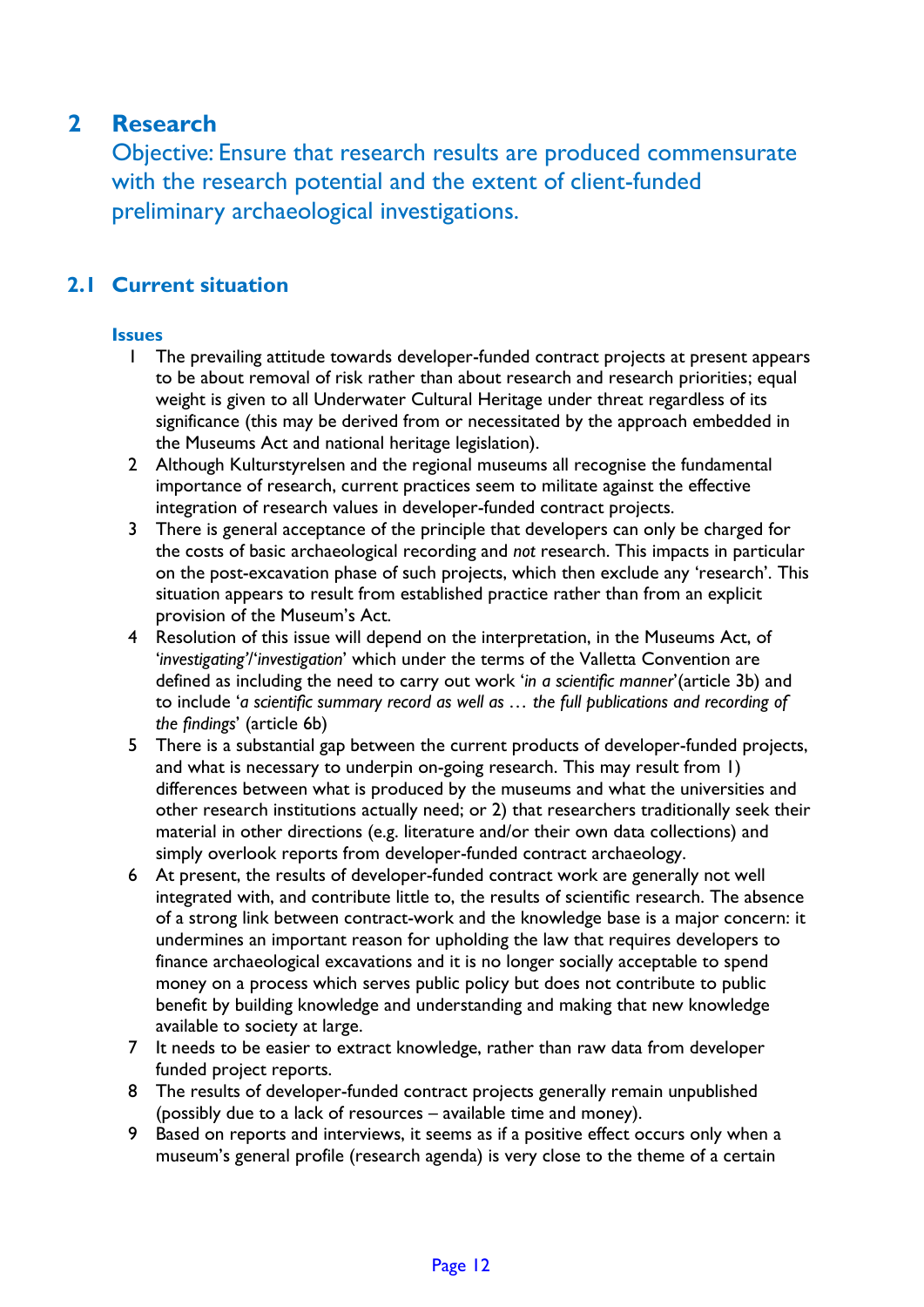# 2 Research

Objective: Ensure that research results are produced commensurate with the research potential and the extent of client-funded preliminary archaeological investigations.

## 2.1 Current situation

### Issues

1. The prevailing attitude towards developer-funded contract projects at present appears to be about removal of risk rather than about research and research priorities; equal weight is given to all Underwater Cultural Heritage under threat regardless of its significance (this may be derived from or necessitated by the approach embedded in the Museums Act and national heritage legislation).
2. Although Kulturstyrelsen and the regional museums all recognise the fundamental importance of research, current practices seem to militate against the effective integration of research values in developer-funded contract projects.
3. There is general acceptance of the principle that developers can only be charged for the costs of basic archaeological recording and *not* research. This impacts in particular on the post-excavation phase of such projects, which then exclude any 'research'. This situation appears to result from established practice rather than from an explicit provision of the Museum's Act.
4. Resolution of this issue will depend on the interpretation, in the Museums Act, of '*investigating*'/'*investigation*' which under the terms of the Valletta Convention are defined as including the need to carry out work '*in a scientific manner*'(article 3b) and to include '*a scientific summary record as well as … the full publications and recording of the findings*' (article 6b)
5. There is a substantial gap between the current products of developer-funded projects, and what is necessary to underpin on-going research. This may result from 1) differences between what is produced by the museums and what the universities and other research institutions actually need; or 2) that researchers traditionally seek their material in other directions (e.g. literature and/or their own data collections) and simply overlook reports from developer-funded contract archaeology.
6. At present, the results of developer-funded contract work are generally not well integrated with, and contribute little to, the results of scientific research. The absence of a strong link between contract-work and the knowledge base is a major concern: it undermines an important reason for upholding the law that requires developers to finance archaeological excavations and it is no longer socially acceptable to spend money on a process which serves public policy but does not contribute to public benefit by building knowledge and understanding and making that new knowledge available to society at large.
7. It needs to be easier to extract knowledge, rather than raw data from developer funded project reports.
8. The results of developer-funded contract projects generally remain unpublished (possibly due to a lack of resources – available time and money).
9. Based on reports and interviews, it seems as if a positive effect occurs only when a museum's general profile (research agenda) is very close to the theme of a certain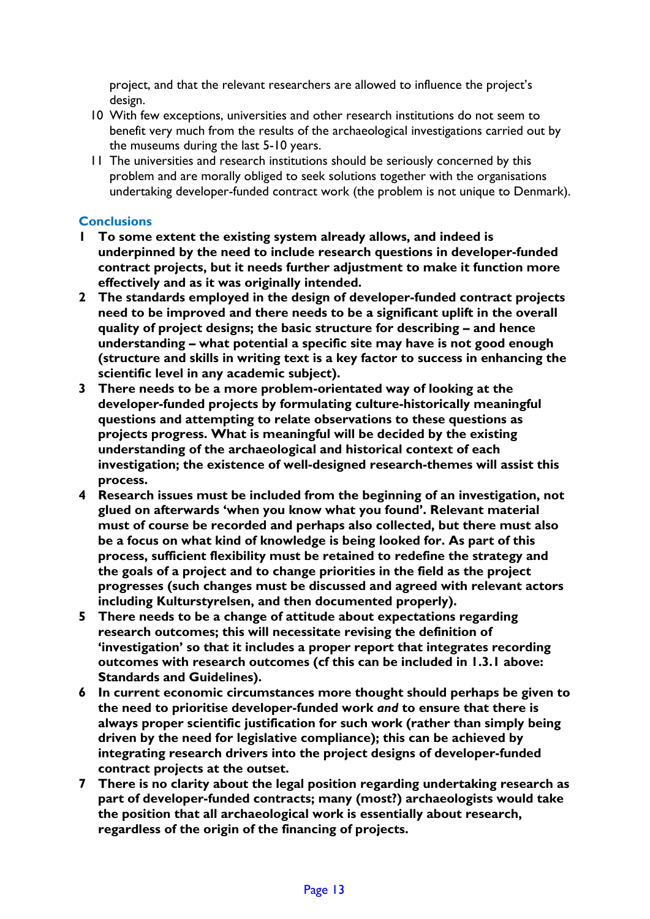project, and that the relevant researchers are allowed to influence the project's design.

10 With few exceptions, universities and other research institutions do not seem to benefit very much from the results of the archaeological investigations carried out by the museums during the last 5-10 years.

11 The universities and research institutions should be seriously concerned by this problem and are morally obliged to seek solutions together with the organisations undertaking developer-funded contract work (the problem is not unique to Denmark).

### Conclusions

1 **To some extent the existing system already allows, and indeed is underpinned by the need to include research questions in developer-funded contract projects, but it needs further adjustment to make it function more effectively and as it was originally intended.**

2 **The standards employed in the design of developer-funded contract projects need to be improved and there needs to be a significant uplift in the overall quality of project designs; the basic structure for describing – and hence understanding – what potential a specific site may have is not good enough (structure and skills in writing text is a key factor to success in enhancing the scientific level in any academic subject).**

3 **There needs to be a more problem-orientated way of looking at the developer-funded projects by formulating culture-historically meaningful questions and attempting to relate observations to these questions as projects progress. What is meaningful will be decided by the existing understanding of the archaeological and historical context of each investigation; the existence of well-designed research-themes will assist this process.**

4 **Research issues must be included from the beginning of an investigation, not glued on afterwards 'when you know what you found'. Relevant material must of course be recorded and perhaps also collected, but there must also be a focus on what kind of knowledge is being looked for. As part of this process, sufficient flexibility must be retained to redefine the strategy and the goals of a project and to change priorities in the field as the project progresses (such changes must be discussed and agreed with relevant actors including Kulturstyrelsen, and then documented properly).**

5 **There needs to be a change of attitude about expectations regarding research outcomes; this will necessitate revising the definition of 'investigation' so that it includes a proper report that integrates recording outcomes with research outcomes (cf this can be included in 1.3.1 above: Standards and Guidelines).**

6 **In current economic circumstances more thought should perhaps be given to the need to prioritise developer-funded work *and* to ensure that there is always proper scientific justification for such work (rather than simply being driven by the need for legislative compliance); this can be achieved by integrating research drivers into the project designs of developer-funded contract projects at the outset.**

7 **There is no clarity about the legal position regarding undertaking research as part of developer-funded contracts; many (most?) archaeologists would take the position that all archaeological work is essentially about research, regardless of the origin of the financing of projects.**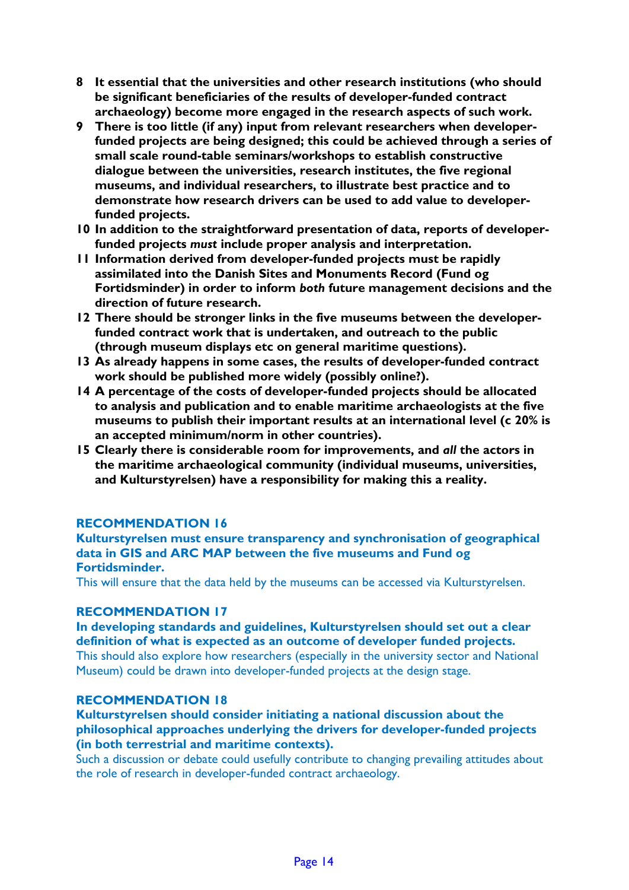8. **It essential that the universities and other research institutions (who should be significant beneficiaries of the results of developer-funded contract archaeology) become more engaged in the research aspects of such work.**
9. **There is too little (if any) input from relevant researchers when developer-funded projects are being designed; this could be achieved through a series of small scale round-table seminars/workshops to establish constructive dialogue between the universities, research institutes, the five regional museums, and individual researchers, to illustrate best practice and to demonstrate how research drivers can be used to add value to developer-funded projects.**
10. **In addition to the straightforward presentation of data, reports of developer-funded projects *must* include proper analysis and interpretation.**
11. **Information derived from developer-funded projects must be rapidly assimilated into the Danish Sites and Monuments Record (Fund og Fortidsminder) in order to inform *both* future management decisions and the direction of future research.**
12. **There should be stronger links in the five museums between the developer-funded contract work that is undertaken, and outreach to the public (through museum displays etc on general maritime questions).**
13. **As already happens in some cases, the results of developer-funded contract work should be published more widely (possibly online?).**
14. **A percentage of the costs of developer-funded projects should be allocated to analysis and publication and to enable maritime archaeologists at the five museums to publish their important results at an international level (c 20% is an accepted minimum/norm in other countries).**
15. **Clearly there is considerable room for improvements, and *all* the actors in the maritime archaeological community (individual museums, universities, and Kulturstyrelsen) have a responsibility for making this a reality.**

### RECOMMENDATION 16

**Kulturstyrelsen must ensure transparency and synchronisation of geographical data in GIS and ARC MAP between the five museums and Fund og Fortidsminder.**

This will ensure that the data held by the museums can be accessed via Kulturstyrelsen.

### RECOMMENDATION 17

**In developing standards and guidelines, Kulturstyrelsen should set out a clear definition of what is expected as an outcome of developer funded projects.**

This should also explore how researchers (especially in the university sector and National Museum) could be drawn into developer-funded projects at the design stage.

### RECOMMENDATION 18

**Kulturstyrelsen should consider initiating a national discussion about the philosophical approaches underlying the drivers for developer-funded projects (in both terrestrial and maritime contexts).**

Such a discussion or debate could usefully contribute to changing prevailing attitudes about the role of research in developer-funded contract archaeology.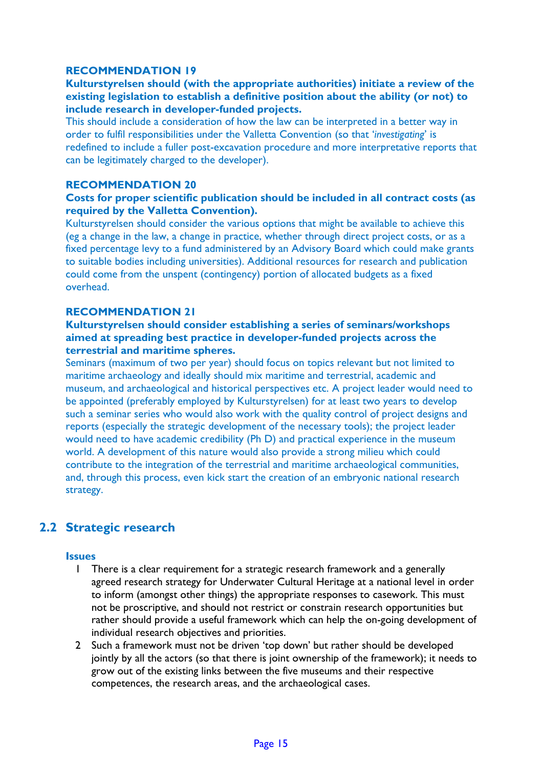#### RECOMMENDATION 19

**Kulturstyrelsen should (with the appropriate authorities) initiate a review of the existing legislation to establish a definitive position about the ability (or not) to include research in developer-funded projects.**

This should include a consideration of how the law can be interpreted in a better way in order to fulfil responsibilities under the Valletta Convention (so that '*investigating*' is redefined to include a fuller post-excavation procedure and more interpretative reports that can be legitimately charged to the developer).

#### RECOMMENDATION 20

**Costs for proper scientific publication should be included in all contract costs (as required by the Valletta Convention).**

Kulturstyrelsen should consider the various options that might be available to achieve this (eg a change in the law, a change in practice, whether through direct project costs, or as a fixed percentage levy to a fund administered by an Advisory Board which could make grants to suitable bodies including universities). Additional resources for research and publication could come from the unspent (contingency) portion of allocated budgets as a fixed overhead.

#### RECOMMENDATION 21

**Kulturstyrelsen should consider establishing a series of seminars/workshops aimed at spreading best practice in developer-funded projects across the terrestrial and maritime spheres.**

Seminars (maximum of two per year) should focus on topics relevant but not limited to maritime archaeology and ideally should mix maritime and terrestrial, academic and museum, and archaeological and historical perspectives etc. A project leader would need to be appointed (preferably employed by Kulturstyrelsen) for at least two years to develop such a seminar series who would also work with the quality control of project designs and reports (especially the strategic development of the necessary tools); the project leader would need to have academic credibility (Ph D) and practical experience in the museum world. A development of this nature would also provide a strong milieu which could contribute to the integration of the terrestrial and maritime archaeological communities, and, through this process, even kick start the creation of an embryonic national research strategy.

## 2.2 Strategic research

#### Issues

1. There is a clear requirement for a strategic research framework and a generally agreed research strategy for Underwater Cultural Heritage at a national level in order to inform (amongst other things) the appropriate responses to casework. This must not be proscriptive, and should not restrict or constrain research opportunities but rather should provide a useful framework which can help the on-going development of individual research objectives and priorities.
2. Such a framework must not be driven 'top down' but rather should be developed jointly by all the actors (so that there is joint ownership of the framework); it needs to grow out of the existing links between the five museums and their respective competences, the research areas, and the archaeological cases.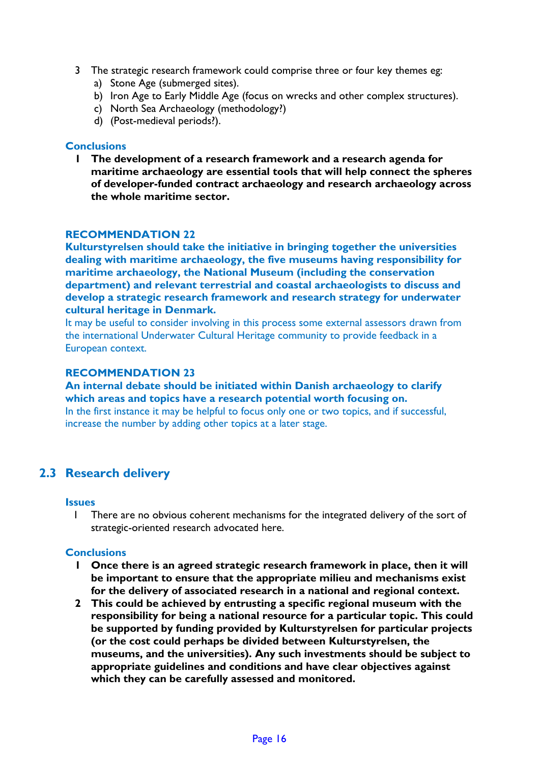3 The strategic research framework could comprise three or four key themes eg:
   a) Stone Age (submerged sites).
   b) Iron Age to Early Middle Age (focus on wrecks and other complex structures).
   c) North Sea Archaeology (methodology?)
   d) (Post-medieval periods?).

### Conclusions

1 **The development of a research framework and a research agenda for maritime archaeology are essential tools that will help connect the spheres of developer-funded contract archaeology and research archaeology across the whole maritime sector.**

### RECOMMENDATION 22

**Kulturstyrelsen should take the initiative in bringing together the universities dealing with maritime archaeology, the five museums having responsibility for maritime archaeology, the National Museum (including the conservation department) and relevant terrestrial and coastal archaeologists to discuss and develop a strategic research framework and research strategy for underwater cultural heritage in Denmark.**

It may be useful to consider involving in this process some external assessors drawn from the international Underwater Cultural Heritage community to provide feedback in a European context.

### RECOMMENDATION 23

**An internal debate should be initiated within Danish archaeology to clarify which areas and topics have a research potential worth focusing on.**

In the first instance it may be helpful to focus only one or two topics, and if successful, increase the number by adding other topics at a later stage.

## 2.3 Research delivery

### Issues

1 There are no obvious coherent mechanisms for the integrated delivery of the sort of strategic-oriented research advocated here.

### Conclusions

1 **Once there is an agreed strategic research framework in place, then it will be important to ensure that the appropriate milieu and mechanisms exist for the delivery of associated research in a national and regional context.**
2 **This could be achieved by entrusting a specific regional museum with the responsibility for being a national resource for a particular topic. This could be supported by funding provided by Kulturstyrelsen for particular projects (or the cost could perhaps be divided between Kulturstyrelsen, the museums, and the universities). Any such investments should be subject to appropriate guidelines and conditions and have clear objectives against which they can be carefully assessed and monitored.**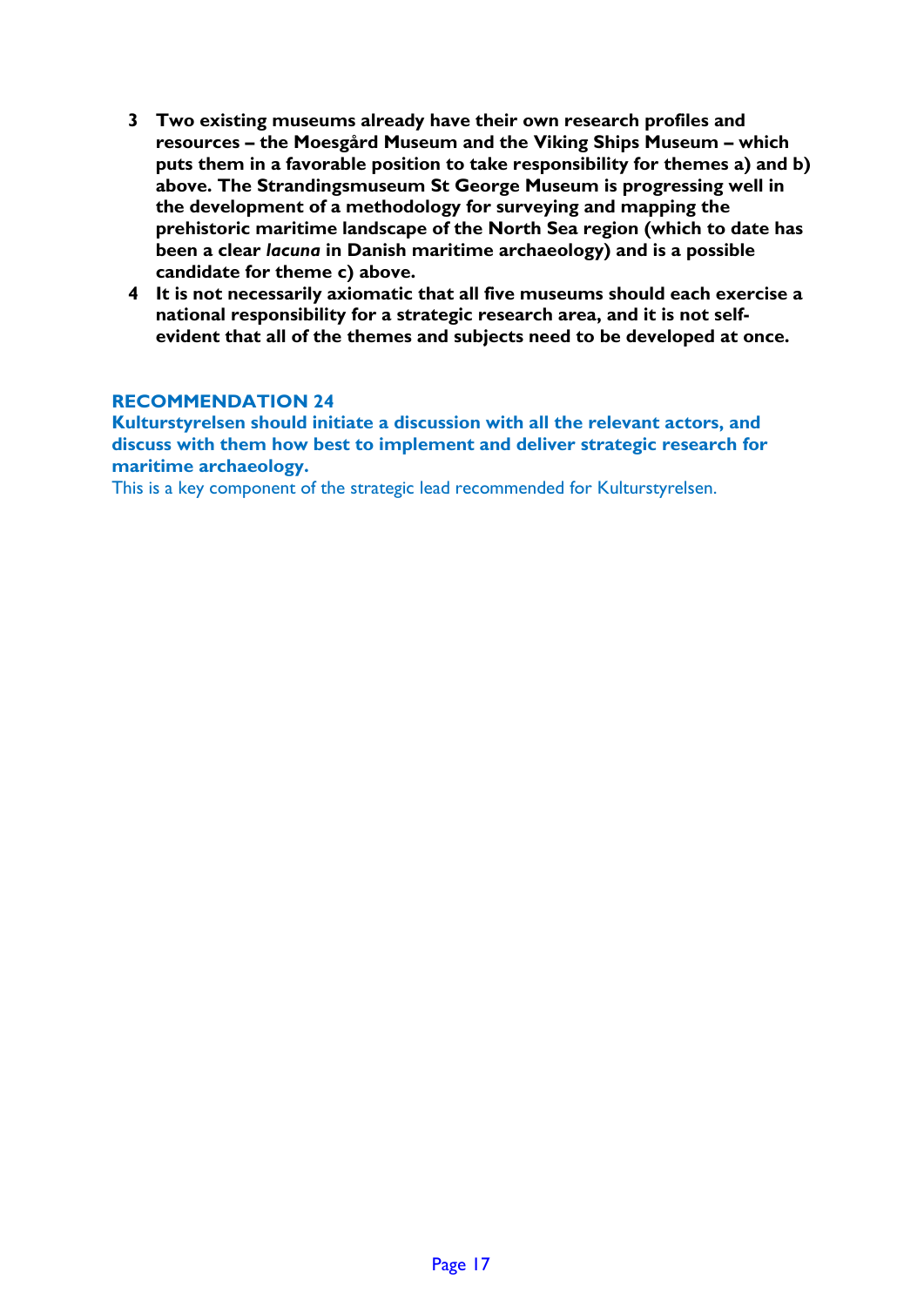3. **Two existing museums already have their own research profiles and resources – the Moesgård Museum and the Viking Ships Museum – which puts them in a favorable position to take responsibility for themes a) and b) above. The Strandingsmuseum St George Museum is progressing well in the development of a methodology for surveying and mapping the prehistoric maritime landscape of the North Sea region (which to date has been a clear *lacuna* in Danish maritime archaeology) and is a possible candidate for theme c) above.**
4. **It is not necessarily axiomatic that all five museums should each exercise a national responsibility for a strategic research area, and it is not self-evident that all of the themes and subjects need to be developed at once.**

### RECOMMENDATION 24

**Kulturstyrelsen should initiate a discussion with all the relevant actors, and discuss with them how best to implement and deliver strategic research for maritime archaeology.**

This is a key component of the strategic lead recommended for Kulturstyrelsen.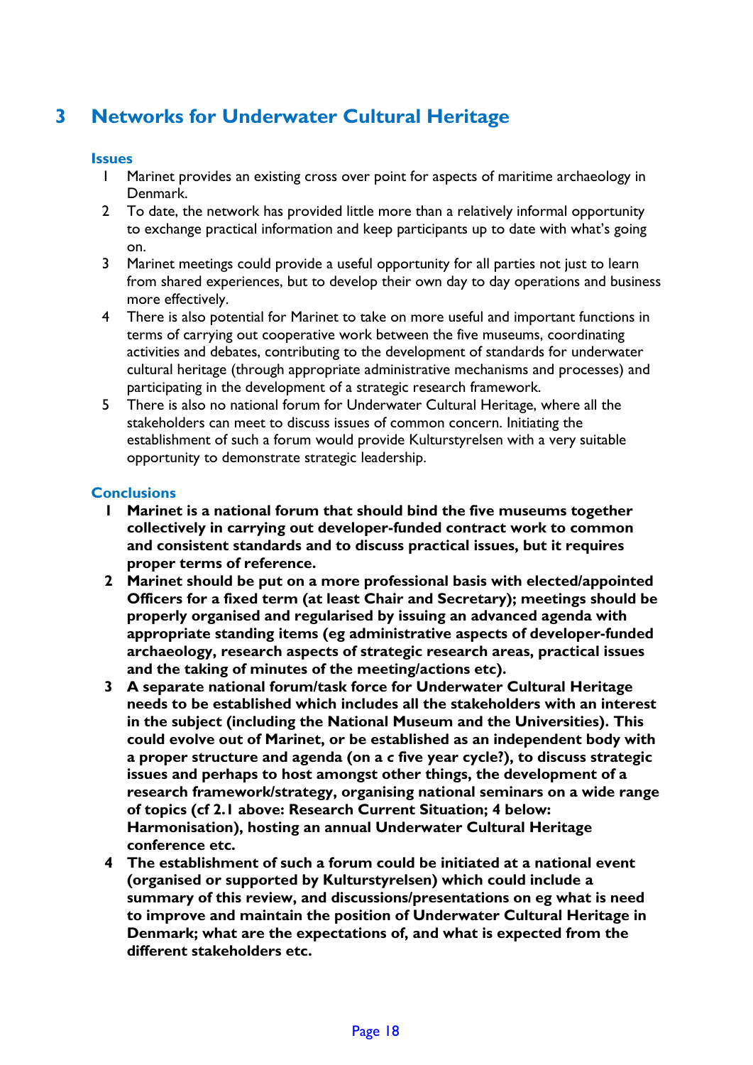# 3 Networks for Underwater Cultural Heritage

### Issues

1. Marinet provides an existing cross over point for aspects of maritime archaeology in Denmark.
2. To date, the network has provided little more than a relatively informal opportunity to exchange practical information and keep participants up to date with what's going on.
3. Marinet meetings could provide a useful opportunity for all parties not just to learn from shared experiences, but to develop their own day to day operations and business more effectively.
4. There is also potential for Marinet to take on more useful and important functions in terms of carrying out cooperative work between the five museums, coordinating activities and debates, contributing to the development of standards for underwater cultural heritage (through appropriate administrative mechanisms and processes) and participating in the development of a strategic research framework.
5. There is also no national forum for Underwater Cultural Heritage, where all the stakeholders can meet to discuss issues of common concern. Initiating the establishment of such a forum would provide Kulturstyrelsen with a very suitable opportunity to demonstrate strategic leadership.

### Conclusions

1. **Marinet is a national forum that should bind the five museums together collectively in carrying out developer-funded contract work to common and consistent standards and to discuss practical issues, but it requires proper terms of reference.**
2. **Marinet should be put on a more professional basis with elected/appointed Officers for a fixed term (at least Chair and Secretary); meetings should be properly organised and regularised by issuing an advanced agenda with appropriate standing items (eg administrative aspects of developer-funded archaeology, research aspects of strategic research areas, practical issues and the taking of minutes of the meeting/actions etc).**
3. **A separate national forum/task force for Underwater Cultural Heritage needs to be established which includes all the stakeholders with an interest in the subject (including the National Museum and the Universities). This could evolve out of Marinet, or be established as an independent body with a proper structure and agenda (on a *c* five year cycle?), to discuss strategic issues and perhaps to host amongst other things, the development of a research framework/strategy, organising national seminars on a wide range of topics (cf 2.1 above: Research Current Situation; 4 below: Harmonisation), hosting an annual Underwater Cultural Heritage conference etc.**
4. **The establishment of such a forum could be initiated at a national event (organised or supported by Kulturstyrelsen) which could include a summary of this review, and discussions/presentations on eg what is need to improve and maintain the position of Underwater Cultural Heritage in Denmark; what are the expectations of, and what is expected from the different stakeholders etc.**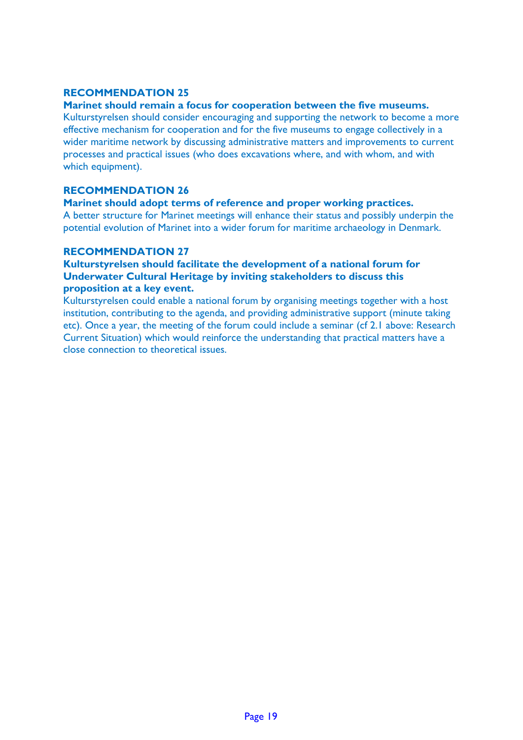### RECOMMENDATION 25

**Marinet should remain a focus for cooperation between the five museums.**

Kulturstyrelsen should consider encouraging and supporting the network to become a more effective mechanism for cooperation and for the five museums to engage collectively in a wider maritime network by discussing administrative matters and improvements to current processes and practical issues (who does excavations where, and with whom, and with which equipment).

### RECOMMENDATION 26

**Marinet should adopt terms of reference and proper working practices.**

A better structure for Marinet meetings will enhance their status and possibly underpin the potential evolution of Marinet into a wider forum for maritime archaeology in Denmark.

### RECOMMENDATION 27

**Kulturstyrelsen should facilitate the development of a national forum for Underwater Cultural Heritage by inviting stakeholders to discuss this proposition at a key event.**

Kulturstyrelsen could enable a national forum by organising meetings together with a host institution, contributing to the agenda, and providing administrative support (minute taking etc). Once a year, the meeting of the forum could include a seminar (cf 2.1 above: Research Current Situation) which would reinforce the understanding that practical matters have a close connection to theoretical issues.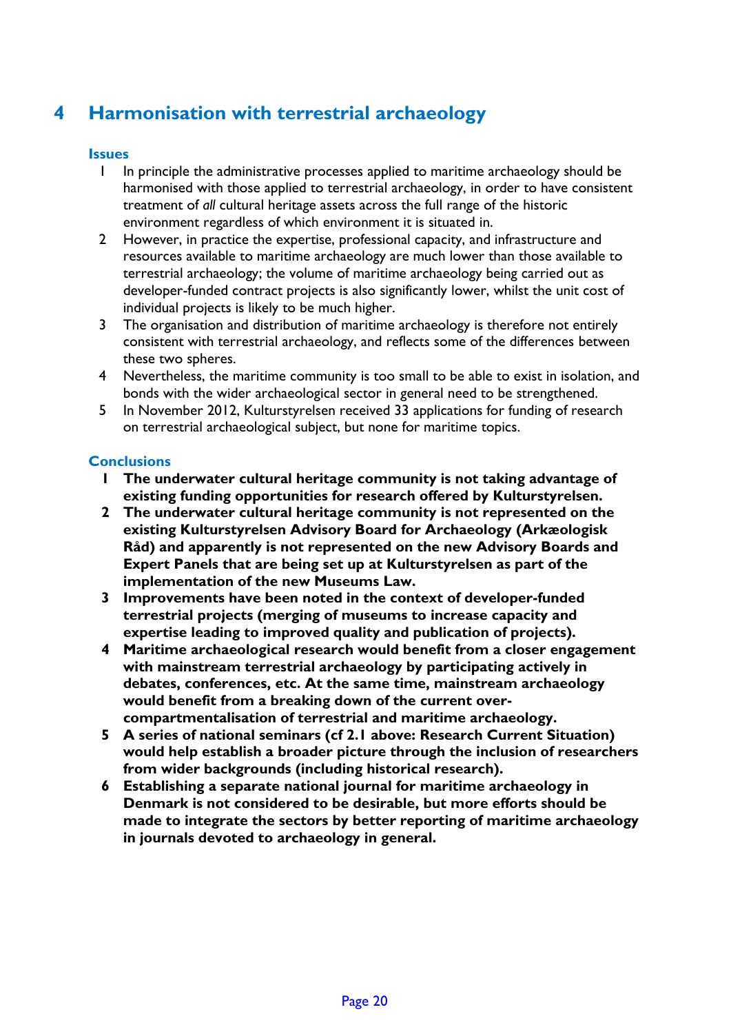# 4 Harmonisation with terrestrial archaeology

### Issues

1. In principle the administrative processes applied to maritime archaeology should be harmonised with those applied to terrestrial archaeology, in order to have consistent treatment of *all* cultural heritage assets across the full range of the historic environment regardless of which environment it is situated in.
2. However, in practice the expertise, professional capacity, and infrastructure and resources available to maritime archaeology are much lower than those available to terrestrial archaeology; the volume of maritime archaeology being carried out as developer-funded contract projects is also significantly lower, whilst the unit cost of individual projects is likely to be much higher.
3. The organisation and distribution of maritime archaeology is therefore not entirely consistent with terrestrial archaeology, and reflects some of the differences between these two spheres.
4. Nevertheless, the maritime community is too small to be able to exist in isolation, and bonds with the wider archaeological sector in general need to be strengthened.
5. In November 2012, Kulturstyrelsen received 33 applications for funding of research on terrestrial archaeological subject, but none for maritime topics.

### Conclusions

1. **The underwater cultural heritage community is not taking advantage of existing funding opportunities for research offered by Kulturstyrelsen.**
2. **The underwater cultural heritage community is not represented on the existing Kulturstyrelsen Advisory Board for Archaeology (Arkæologisk Råd) and apparently is not represented on the new Advisory Boards and Expert Panels that are being set up at Kulturstyrelsen as part of the implementation of the new Museums Law.**
3. **Improvements have been noted in the context of developer-funded terrestrial projects (merging of museums to increase capacity and expertise leading to improved quality and publication of projects).**
4. **Maritime archaeological research would benefit from a closer engagement with mainstream terrestrial archaeology by participating actively in debates, conferences, etc. At the same time, mainstream archaeology would benefit from a breaking down of the current over-compartmentalisation of terrestrial and maritime archaeology.**
5. **A series of national seminars (cf 2.1 above: Research Current Situation) would help establish a broader picture through the inclusion of researchers from wider backgrounds (including historical research).**
6. **Establishing a separate national journal for maritime archaeology in Denmark is not considered to be desirable, but more efforts should be made to integrate the sectors by better reporting of maritime archaeology in journals devoted to archaeology in general.**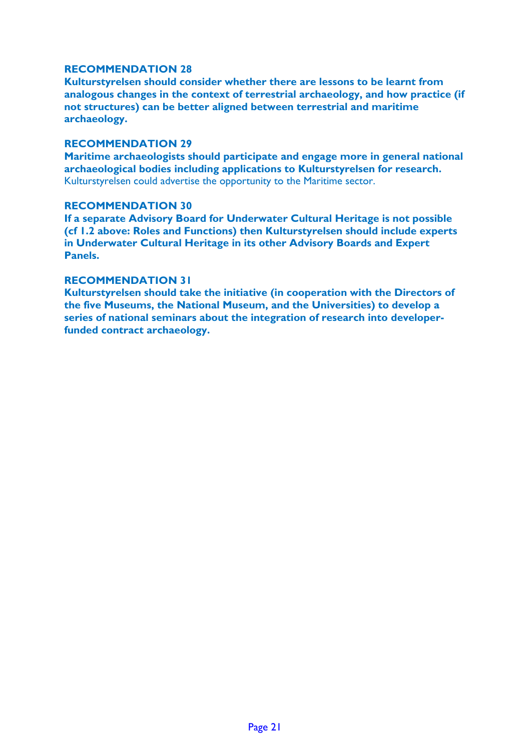### RECOMMENDATION 28

**Kulturstyrelsen should consider whether there are lessons to be learnt from analogous changes in the context of terrestrial archaeology, and how practice (if not structures) can be better aligned between terrestrial and maritime archaeology.**

### RECOMMENDATION 29

**Maritime archaeologists should participate and engage more in general national archaeological bodies including applications to Kulturstyrelsen for research.** Kulturstyrelsen could advertise the opportunity to the Maritime sector.

### RECOMMENDATION 30

**If a separate Advisory Board for Underwater Cultural Heritage is not possible (cf 1.2 above: Roles and Functions) then Kulturstyrelsen should include experts in Underwater Cultural Heritage in its other Advisory Boards and Expert Panels.**

### RECOMMENDATION 31

**Kulturstyrelsen should take the initiative (in cooperation with the Directors of the five Museums, the National Museum, and the Universities) to develop a series of national seminars about the integration of research into developer-funded contract archaeology.**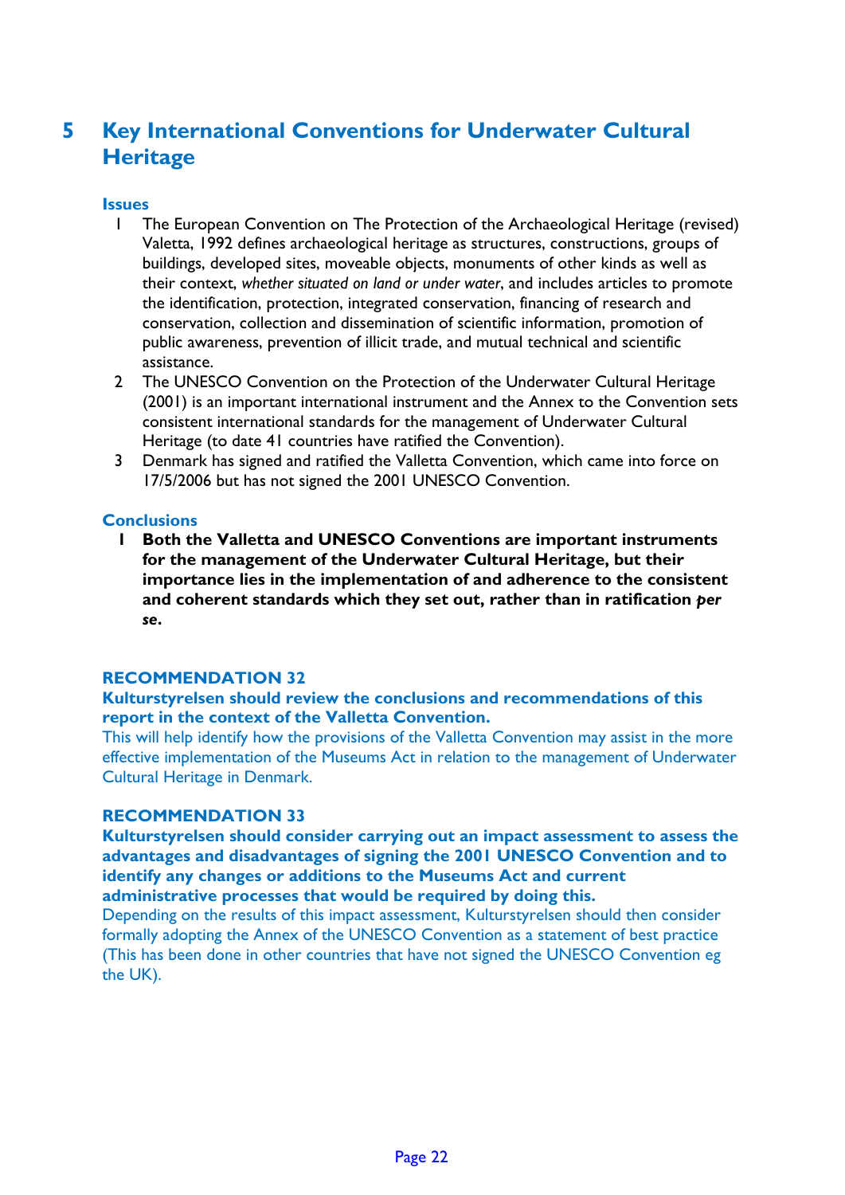# 5 Key International Conventions for Underwater Cultural Heritage

### Issues

1. The European Convention on The Protection of the Archaeological Heritage (revised) Valetta, 1992 defines archaeological heritage as structures, constructions, groups of buildings, developed sites, moveable objects, monuments of other kinds as well as their context, *whether situated on land or under water*, and includes articles to promote the identification, protection, integrated conservation, financing of research and conservation, collection and dissemination of scientific information, promotion of public awareness, prevention of illicit trade, and mutual technical and scientific assistance.
2. The UNESCO Convention on the Protection of the Underwater Cultural Heritage (2001) is an important international instrument and the Annex to the Convention sets consistent international standards for the management of Underwater Cultural Heritage (to date 41 countries have ratified the Convention).
3. Denmark has signed and ratified the Valletta Convention, which came into force on 17/5/2006 but has not signed the 2001 UNESCO Convention.

### Conclusions

1. **Both the Valletta and UNESCO Conventions are important instruments for the management of the Underwater Cultural Heritage, but their importance lies in the implementation of and adherence to the consistent and coherent standards which they set out, rather than in ratification *per se*.**

### RECOMMENDATION 32

**Kulturstyrelsen should review the conclusions and recommendations of this report in the context of the Valletta Convention.**

This will help identify how the provisions of the Valletta Convention may assist in the more effective implementation of the Museums Act in relation to the management of Underwater Cultural Heritage in Denmark.

### RECOMMENDATION 33

**Kulturstyrelsen should consider carrying out an impact assessment to assess the advantages and disadvantages of signing the 2001 UNESCO Convention and to identify any changes or additions to the Museums Act and current administrative processes that would be required by doing this.**

Depending on the results of this impact assessment, Kulturstyrelsen should then consider formally adopting the Annex of the UNESCO Convention as a statement of best practice (This has been done in other countries that have not signed the UNESCO Convention eg the UK).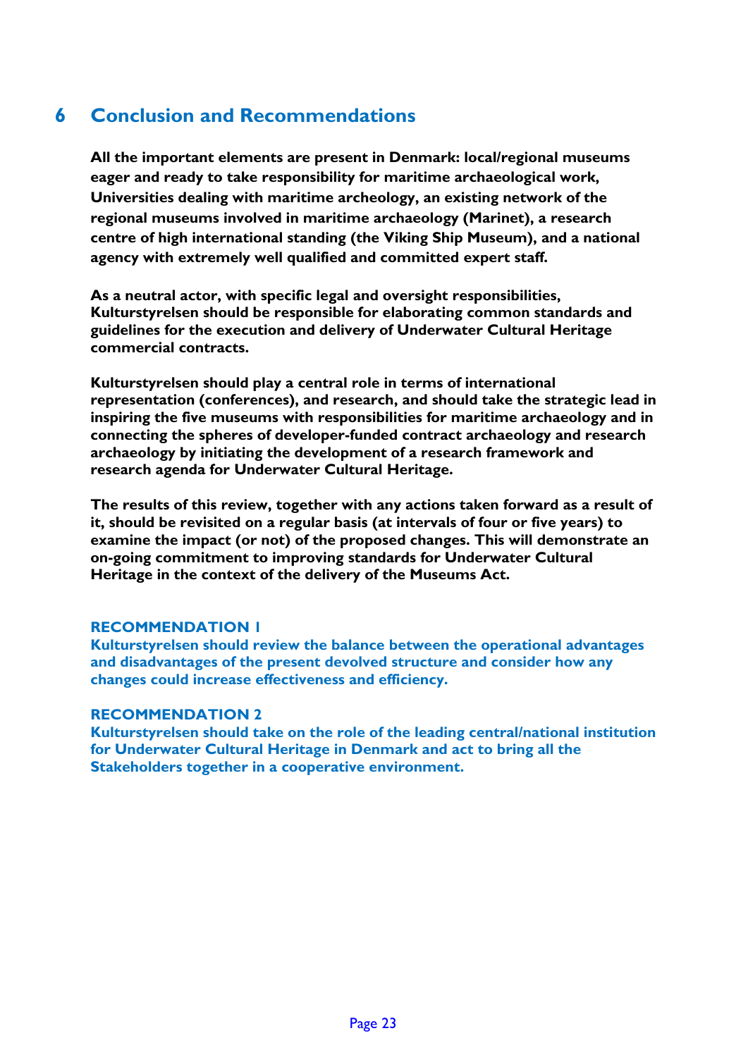# 6 Conclusion and Recommendations

**All the important elements are present in Denmark: local/regional museums eager and ready to take responsibility for maritime archaeological work, Universities dealing with maritime archeology, an existing network of the regional museums involved in maritime archaeology (Marinet), a research centre of high international standing (the Viking Ship Museum), and a national agency with extremely well qualified and committed expert staff.**

**As a neutral actor, with specific legal and oversight responsibilities, Kulturstyrelsen should be responsible for elaborating common standards and guidelines for the execution and delivery of Underwater Cultural Heritage commercial contracts.**

**Kulturstyrelsen should play a central role in terms of international representation (conferences), and research, and should take the strategic lead in inspiring the five museums with responsibilities for maritime archaeology and in connecting the spheres of developer-funded contract archaeology and research archaeology by initiating the development of a research framework and research agenda for Underwater Cultural Heritage.**

**The results of this review, together with any actions taken forward as a result of it, should be revisited on a regular basis (at intervals of four or five years) to examine the impact (or not) of the proposed changes. This will demonstrate an on-going commitment to improving standards for Underwater Cultural Heritage in the context of the delivery of the Museums Act.**

**RECOMMENDATION 1**
**Kulturstyrelsen should review the balance between the operational advantages and disadvantages of the present devolved structure and consider how any changes could increase effectiveness and efficiency.**

**RECOMMENDATION 2**
**Kulturstyrelsen should take on the role of the leading central/national institution for Underwater Cultural Heritage in Denmark and act to bring all the Stakeholders together in a cooperative environment.**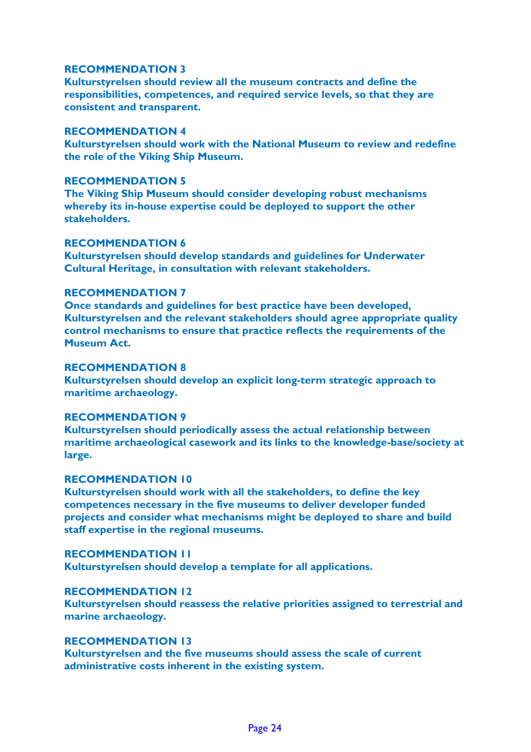**RECOMMENDATION 3**
**Kulturstyrelsen should review all the museum contracts and define the responsibilities, competences, and required service levels, so that they are consistent and transparent.**

**RECOMMENDATION 4**
**Kulturstyrelsen should work with the National Museum to review and redefine the role of the Viking Ship Museum.**

**RECOMMENDATION 5**
**The Viking Ship Museum should consider developing robust mechanisms whereby its in-house expertise could be deployed to support the other stakeholders.**

**RECOMMENDATION 6**
**Kulturstyrelsen should develop standards and guidelines for Underwater Cultural Heritage, in consultation with relevant stakeholders.**

**RECOMMENDATION 7**
**Once standards and guidelines for best practice have been developed, Kulturstyrelsen and the relevant stakeholders should agree appropriate quality control mechanisms to ensure that practice reflects the requirements of the Museum Act.**

**RECOMMENDATION 8**
**Kulturstyrelsen should develop an explicit long-term strategic approach to maritime archaeology.**

**RECOMMENDATION 9**
**Kulturstyrelsen should periodically assess the actual relationship between maritime archaeological casework and its links to the knowledge-base/society at large.**

**RECOMMENDATION 10**
**Kulturstyrelsen should work with all the stakeholders, to define the key competences necessary in the five museums to deliver developer funded projects and consider what mechanisms might be deployed to share and build staff expertise in the regional museums.**

**RECOMMENDATION 11**
**Kulturstyrelsen should develop a template for all applications.**

**RECOMMENDATION 12**
**Kulturstyrelsen should reassess the relative priorities assigned to terrestrial and marine archaeology.**

**RECOMMENDATION 13**
**Kulturstyrelsen and the five museums should assess the scale of current administrative costs inherent in the existing system.**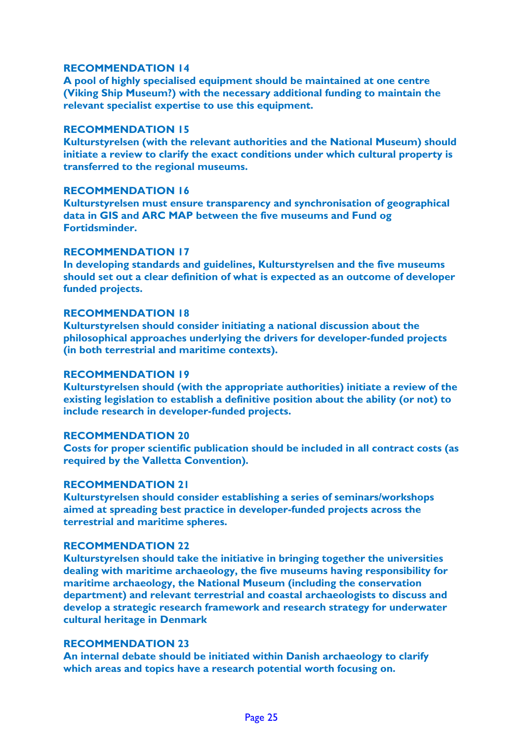**RECOMMENDATION 14**
**A pool of highly specialised equipment should be maintained at one centre (Viking Ship Museum?) with the necessary additional funding to maintain the relevant specialist expertise to use this equipment.**

**RECOMMENDATION 15**
**Kulturstyrelsen (with the relevant authorities and the National Museum) should initiate a review to clarify the exact conditions under which cultural property is transferred to the regional museums.**

**RECOMMENDATION 16**
**Kulturstyrelsen must ensure transparency and synchronisation of geographical data in GIS and ARC MAP between the five museums and Fund og Fortidsminder.**

**RECOMMENDATION 17**
**In developing standards and guidelines, Kulturstyrelsen and the five museums should set out a clear definition of what is expected as an outcome of developer funded projects.**

**RECOMMENDATION 18**
**Kulturstyrelsen should consider initiating a national discussion about the philosophical approaches underlying the drivers for developer-funded projects (in both terrestrial and maritime contexts).**

**RECOMMENDATION 19**
**Kulturstyrelsen should (with the appropriate authorities) initiate a review of the existing legislation to establish a definitive position about the ability (or not) to include research in developer-funded projects.**

**RECOMMENDATION 20**
**Costs for proper scientific publication should be included in all contract costs (as required by the Valletta Convention).**

**RECOMMENDATION 21**
**Kulturstyrelsen should consider establishing a series of seminars/workshops aimed at spreading best practice in developer-funded projects across the terrestrial and maritime spheres.**

**RECOMMENDATION 22**
**Kulturstyrelsen should take the initiative in bringing together the universities dealing with maritime archaeology, the five museums having responsibility for maritime archaeology, the National Museum (including the conservation department) and relevant terrestrial and coastal archaeologists to discuss and develop a strategic research framework and research strategy for underwater cultural heritage in Denmark**

**RECOMMENDATION 23**
**An internal debate should be initiated within Danish archaeology to clarify which areas and topics have a research potential worth focusing on.**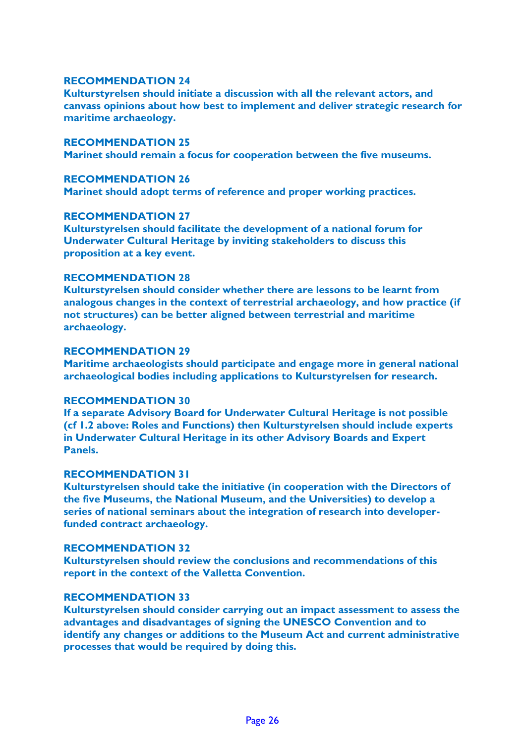**RECOMMENDATION 24**
**Kulturstyrelsen should initiate a discussion with all the relevant actors, and canvass opinions about how best to implement and deliver strategic research for maritime archaeology.**

**RECOMMENDATION 25**
**Marinet should remain a focus for cooperation between the five museums.**

**RECOMMENDATION 26**
**Marinet should adopt terms of reference and proper working practices.**

**RECOMMENDATION 27**
**Kulturstyrelsen should facilitate the development of a national forum for Underwater Cultural Heritage by inviting stakeholders to discuss this proposition at a key event.**

**RECOMMENDATION 28**
**Kulturstyrelsen should consider whether there are lessons to be learnt from analogous changes in the context of terrestrial archaeology, and how practice (if not structures) can be better aligned between terrestrial and maritime archaeology.**

**RECOMMENDATION 29**
**Maritime archaeologists should participate and engage more in general national archaeological bodies including applications to Kulturstyrelsen for research.**

**RECOMMENDATION 30**
**If a separate Advisory Board for Underwater Cultural Heritage is not possible (cf 1.2 above: Roles and Functions) then Kulturstyrelsen should include experts in Underwater Cultural Heritage in its other Advisory Boards and Expert Panels.**

**RECOMMENDATION 31**
**Kulturstyrelsen should take the initiative (in cooperation with the Directors of the five Museums, the National Museum, and the Universities) to develop a series of national seminars about the integration of research into developer-funded contract archaeology.**

**RECOMMENDATION 32**
**Kulturstyrelsen should review the conclusions and recommendations of this report in the context of the Valletta Convention.**

**RECOMMENDATION 33**
**Kulturstyrelsen should consider carrying out an impact assessment to assess the advantages and disadvantages of signing the UNESCO Convention and to identify any changes or additions to the Museum Act and current administrative processes that would be required by doing this.**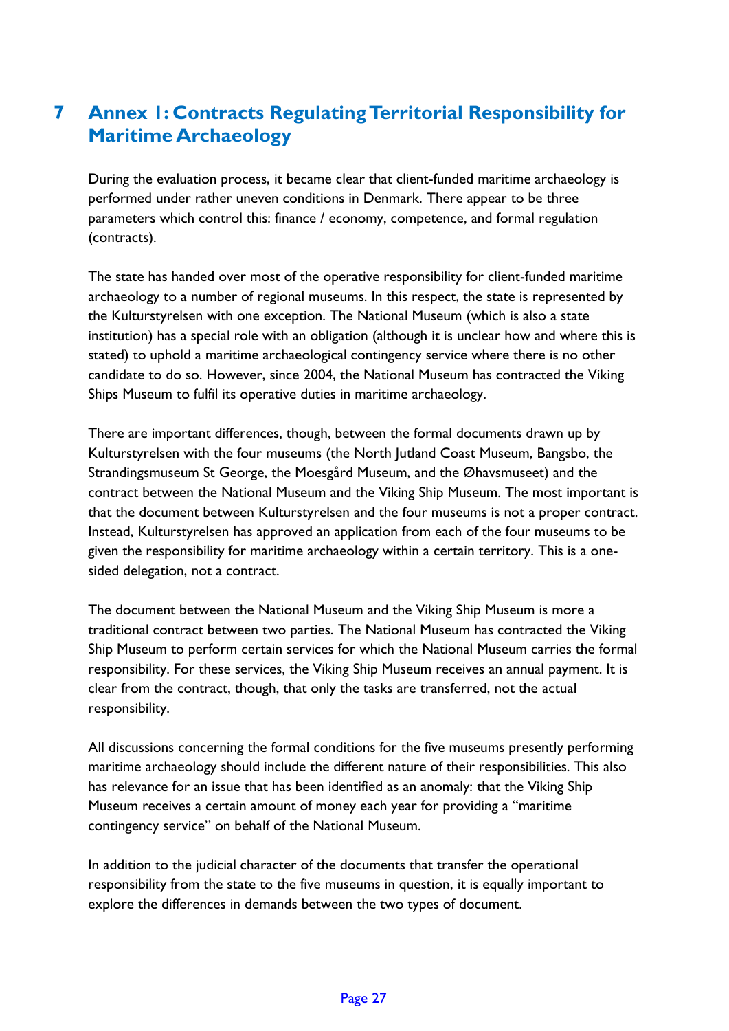# 7 Annex 1: Contracts Regulating Territorial Responsibility for Maritime Archaeology

During the evaluation process, it became clear that client-funded maritime archaeology is performed under rather uneven conditions in Denmark. There appear to be three parameters which control this: finance / economy, competence, and formal regulation (contracts).

The state has handed over most of the operative responsibility for client-funded maritime archaeology to a number of regional museums. In this respect, the state is represented by the Kulturstyrelsen with one exception. The National Museum (which is also a state institution) has a special role with an obligation (although it is unclear how and where this is stated) to uphold a maritime archaeological contingency service where there is no other candidate to do so. However, since 2004, the National Museum has contracted the Viking Ships Museum to fulfil its operative duties in maritime archaeology.

There are important differences, though, between the formal documents drawn up by Kulturstyrelsen with the four museums (the North Jutland Coast Museum, Bangsbo, the Strandingsmuseum St George, the Moesgård Museum, and the Øhavsmuseet) and the contract between the National Museum and the Viking Ship Museum. The most important is that the document between Kulturstyrelsen and the four museums is not a proper contract. Instead, Kulturstyrelsen has approved an application from each of the four museums to be given the responsibility for maritime archaeology within a certain territory. This is a one-sided delegation, not a contract.

The document between the National Museum and the Viking Ship Museum is more a traditional contract between two parties. The National Museum has contracted the Viking Ship Museum to perform certain services for which the National Museum carries the formal responsibility. For these services, the Viking Ship Museum receives an annual payment. It is clear from the contract, though, that only the tasks are transferred, not the actual responsibility.

All discussions concerning the formal conditions for the five museums presently performing maritime archaeology should include the different nature of their responsibilities. This also has relevance for an issue that has been identified as an anomaly: that the Viking Ship Museum receives a certain amount of money each year for providing a "maritime contingency service" on behalf of the National Museum.

In addition to the judicial character of the documents that transfer the operational responsibility from the state to the five museums in question, it is equally important to explore the differences in demands between the two types of document.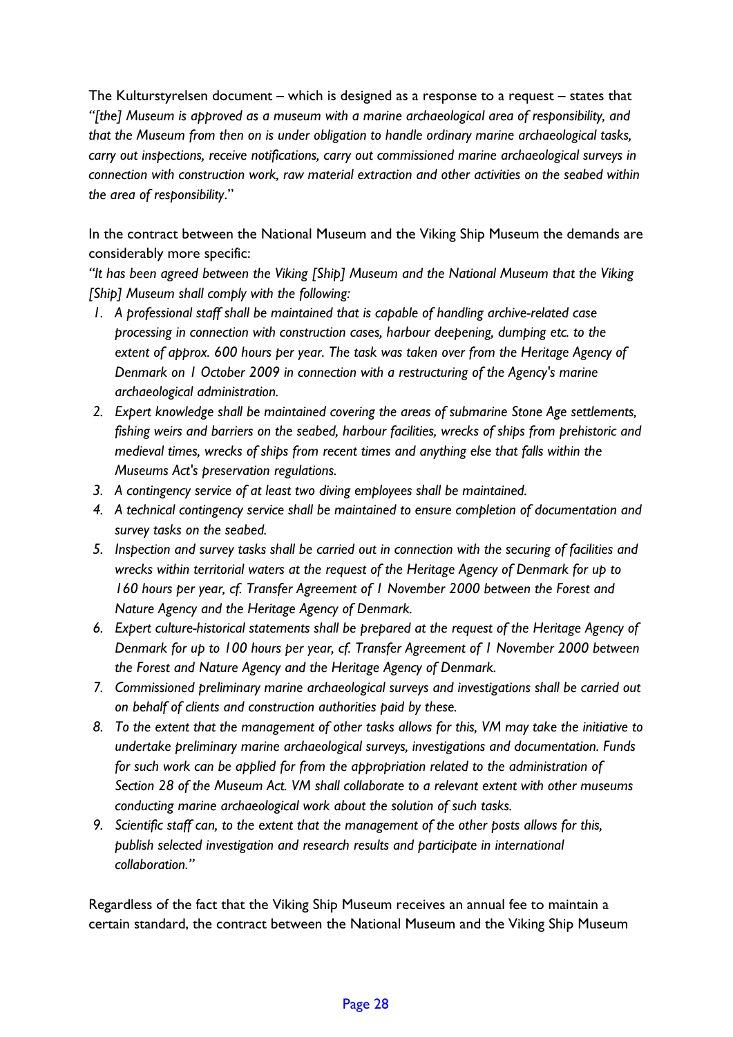The Kulturstyrelsen document – which is designed as a response to a request – states that *"[the] Museum is approved as a museum with a marine archaeological area of responsibility, and that the Museum from then on is under obligation to handle ordinary marine archaeological tasks, carry out inspections, receive notifications, carry out commissioned marine archaeological surveys in connection with construction work, raw material extraction and other activities on the seabed within the area of responsibility*."

In the contract between the National Museum and the Viking Ship Museum the demands are considerably more specific:

*"It has been agreed between the Viking [Ship] Museum and the National Museum that the Viking [Ship] Museum shall comply with the following:*

1. *A professional staff shall be maintained that is capable of handling archive-related case processing in connection with construction cases, harbour deepening, dumping etc. to the extent of approx. 600 hours per year. The task was taken over from the Heritage Agency of Denmark on 1 October 2009 in connection with a restructuring of the Agency's marine archaeological administration.*
2. *Expert knowledge shall be maintained covering the areas of submarine Stone Age settlements, fishing weirs and barriers on the seabed, harbour facilities, wrecks of ships from prehistoric and medieval times, wrecks of ships from recent times and anything else that falls within the Museums Act's preservation regulations.*
3. *A contingency service of at least two diving employees shall be maintained.*
4. *A technical contingency service shall be maintained to ensure completion of documentation and survey tasks on the seabed.*
5. *Inspection and survey tasks shall be carried out in connection with the securing of facilities and wrecks within territorial waters at the request of the Heritage Agency of Denmark for up to 160 hours per year, cf. Transfer Agreement of 1 November 2000 between the Forest and Nature Agency and the Heritage Agency of Denmark.*
6. *Expert culture-historical statements shall be prepared at the request of the Heritage Agency of Denmark for up to 100 hours per year, cf. Transfer Agreement of 1 November 2000 between the Forest and Nature Agency and the Heritage Agency of Denmark.*
7. *Commissioned preliminary marine archaeological surveys and investigations shall be carried out on behalf of clients and construction authorities paid by these.*
8. *To the extent that the management of other tasks allows for this, VM may take the initiative to undertake preliminary marine archaeological surveys, investigations and documentation. Funds for such work can be applied for from the appropriation related to the administration of Section 28 of the Museum Act. VM shall collaborate to a relevant extent with other museums conducting marine archaeological work about the solution of such tasks.*
9. *Scientific staff can, to the extent that the management of the other posts allows for this, publish selected investigation and research results and participate in international collaboration."*

Regardless of the fact that the Viking Ship Museum receives an annual fee to maintain a certain standard, the contract between the National Museum and the Viking Ship Museum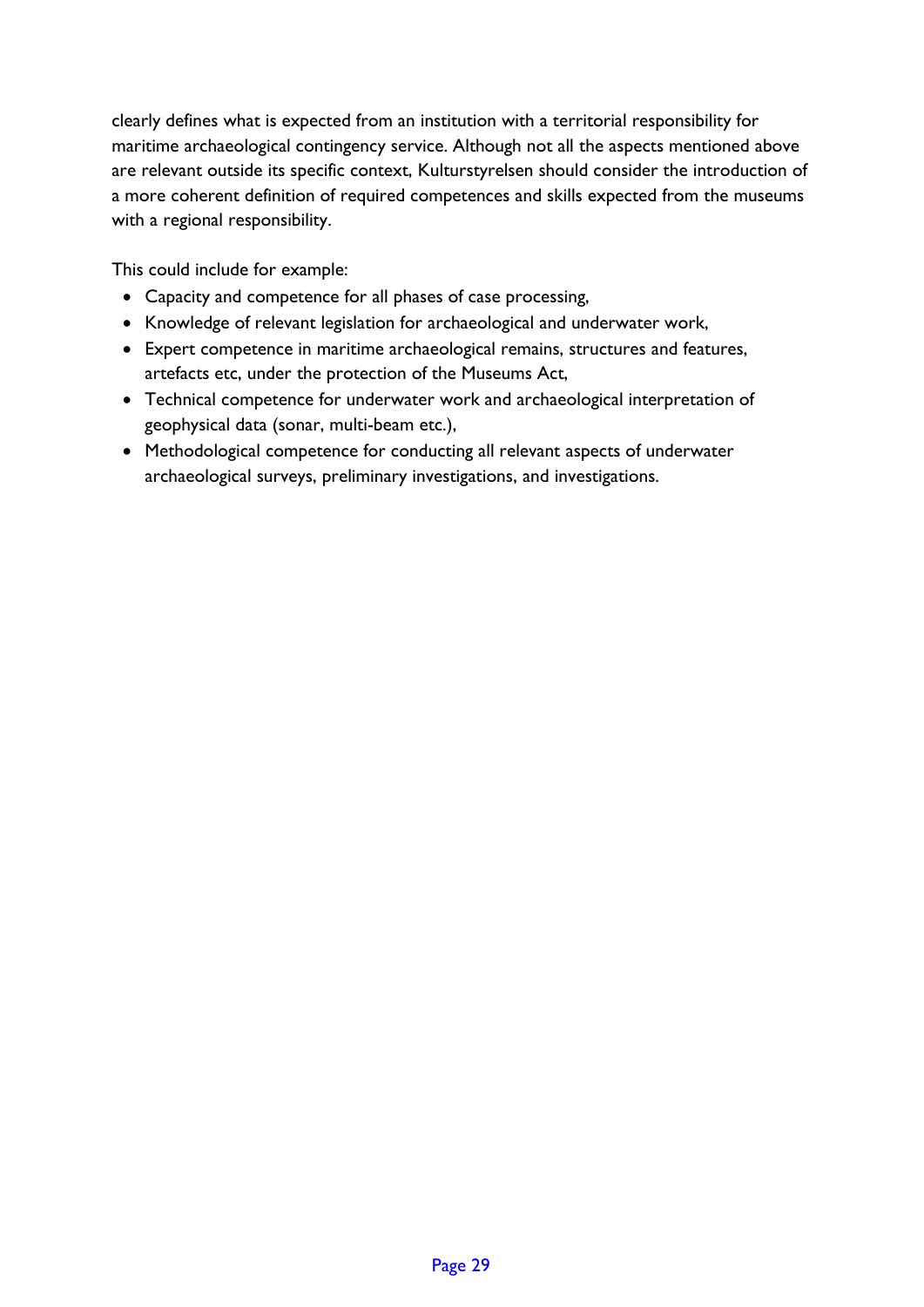clearly defines what is expected from an institution with a territorial responsibility for maritime archaeological contingency service. Although not all the aspects mentioned above are relevant outside its specific context, Kulturstyrelsen should consider the introduction of a more coherent definition of required competences and skills expected from the museums with a regional responsibility.

This could include for example:

- Capacity and competence for all phases of case processing,
- Knowledge of relevant legislation for archaeological and underwater work,
- Expert competence in maritime archaeological remains, structures and features, artefacts etc, under the protection of the Museums Act,
- Technical competence for underwater work and archaeological interpretation of geophysical data (sonar, multi-beam etc.),
- Methodological competence for conducting all relevant aspects of underwater archaeological surveys, preliminary investigations, and investigations.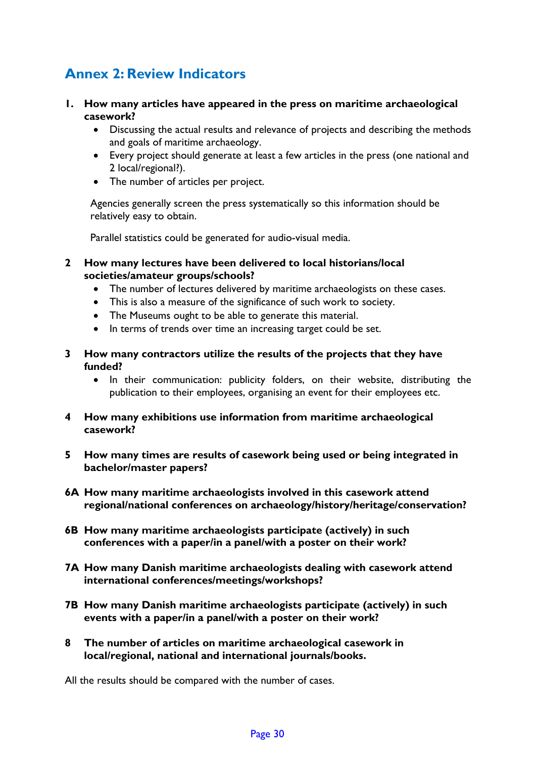## Annex 2: Review Indicators

1. **How many articles have appeared in the press on maritime archaeological casework?**
   - Discussing the actual results and relevance of projects and describing the methods and goals of maritime archaeology.
   - Every project should generate at least a few articles in the press (one national and 2 local/regional?).
   - The number of articles per project.

   Agencies generally screen the press systematically so this information should be relatively easy to obtain.

   Parallel statistics could be generated for audio-visual media.

**2 How many lectures have been delivered to local historians/local societies/amateur groups/schools?**

- The number of lectures delivered by maritime archaeologists on these cases.
- This is also a measure of the significance of such work to society.
- The Museums ought to be able to generate this material.
- In terms of trends over time an increasing target could be set.

**3 How many contractors utilize the results of the projects that they have funded?**

- In their communication: publicity folders, on their website, distributing the publication to their employees, organising an event for their employees etc.

**4 How many exhibitions use information from maritime archaeological casework?**

**5 How many times are results of casework being used or being integrated in bachelor/master papers?**

**6A How many maritime archaeologists involved in this casework attend regional/national conferences on archaeology/history/heritage/conservation?**

**6B How many maritime archaeologists participate (actively) in such conferences with a paper/in a panel/with a poster on their work?**

**7A How many Danish maritime archaeologists dealing with casework attend international conferences/meetings/workshops?**

**7B How many Danish maritime archaeologists participate (actively) in such events with a paper/in a panel/with a poster on their work?**

**8 The number of articles on maritime archaeological casework in local/regional, national and international journals/books.**

All the results should be compared with the number of cases.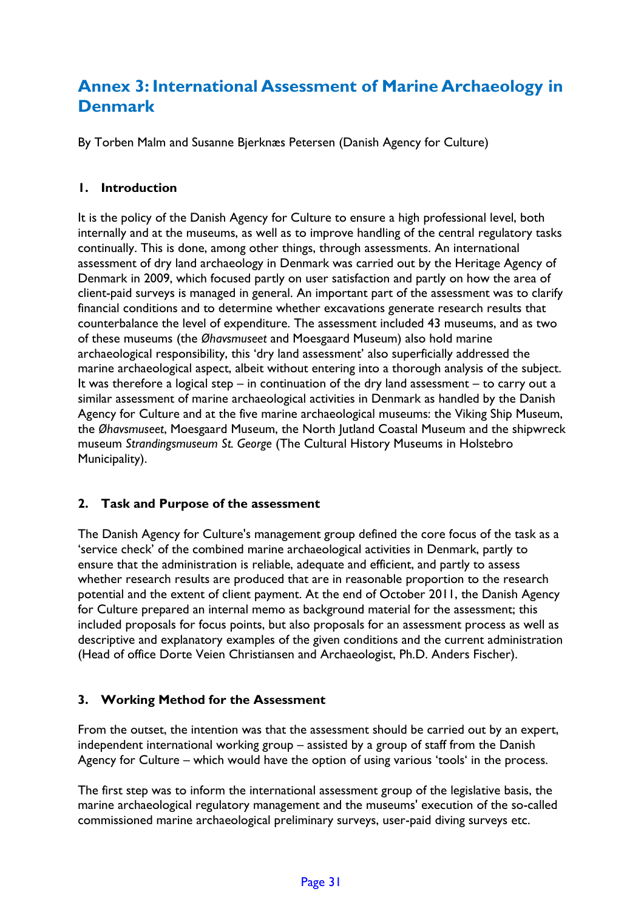# Annex 3: International Assessment of Marine Archaeology in Denmark

By Torben Malm and Susanne Bjerknæs Petersen (Danish Agency for Culture)

## 1. Introduction

It is the policy of the Danish Agency for Culture to ensure a high professional level, both internally and at the museums, as well as to improve handling of the central regulatory tasks continually. This is done, among other things, through assessments. An international assessment of dry land archaeology in Denmark was carried out by the Heritage Agency of Denmark in 2009, which focused partly on user satisfaction and partly on how the area of client-paid surveys is managed in general. An important part of the assessment was to clarify financial conditions and to determine whether excavations generate research results that counterbalance the level of expenditure. The assessment included 43 museums, and as two of these museums (the *Øhavsmuseet* and Moesgaard Museum) also hold marine archaeological responsibility, this 'dry land assessment' also superficially addressed the marine archaeological aspect, albeit without entering into a thorough analysis of the subject. It was therefore a logical step – in continuation of the dry land assessment – to carry out a similar assessment of marine archaeological activities in Denmark as handled by the Danish Agency for Culture and at the five marine archaeological museums: the Viking Ship Museum, the *Øhavsmuseet*, Moesgaard Museum, the North Jutland Coastal Museum and the shipwreck museum *Strandingsmuseum St. George* (The Cultural History Museums in Holstebro Municipality).

## 2. Task and Purpose of the assessment

The Danish Agency for Culture's management group defined the core focus of the task as a 'service check' of the combined marine archaeological activities in Denmark, partly to ensure that the administration is reliable, adequate and efficient, and partly to assess whether research results are produced that are in reasonable proportion to the research potential and the extent of client payment. At the end of October 2011, the Danish Agency for Culture prepared an internal memo as background material for the assessment; this included proposals for focus points, but also proposals for an assessment process as well as descriptive and explanatory examples of the given conditions and the current administration (Head of office Dorte Veien Christiansen and Archaeologist, Ph.D. Anders Fischer).

## 3. Working Method for the Assessment

From the outset, the intention was that the assessment should be carried out by an expert, independent international working group – assisted by a group of staff from the Danish Agency for Culture – which would have the option of using various 'tools' in the process.

The first step was to inform the international assessment group of the legislative basis, the marine archaeological regulatory management and the museums' execution of the so-called commissioned marine archaeological preliminary surveys, user-paid diving surveys etc.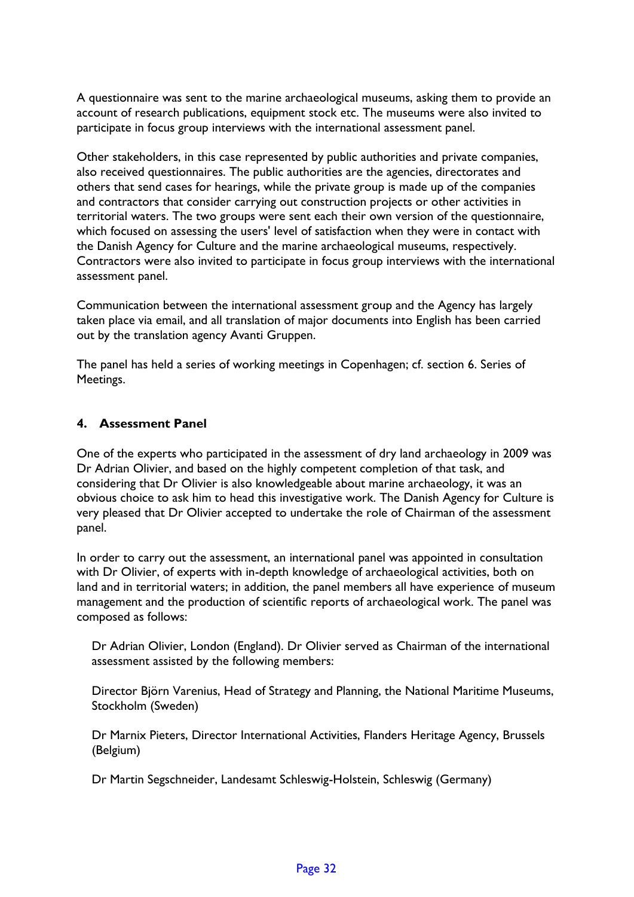A questionnaire was sent to the marine archaeological museums, asking them to provide an account of research publications, equipment stock etc. The museums were also invited to participate in focus group interviews with the international assessment panel.

Other stakeholders, in this case represented by public authorities and private companies, also received questionnaires. The public authorities are the agencies, directorates and others that send cases for hearings, while the private group is made up of the companies and contractors that consider carrying out construction projects or other activities in territorial waters. The two groups were sent each their own version of the questionnaire, which focused on assessing the users' level of satisfaction when they were in contact with the Danish Agency for Culture and the marine archaeological museums, respectively. Contractors were also invited to participate in focus group interviews with the international assessment panel.

Communication between the international assessment group and the Agency has largely taken place via email, and all translation of major documents into English has been carried out by the translation agency Avanti Gruppen.

The panel has held a series of working meetings in Copenhagen; cf. section 6. Series of Meetings.

## 4. Assessment Panel

One of the experts who participated in the assessment of dry land archaeology in 2009 was Dr Adrian Olivier, and based on the highly competent completion of that task, and considering that Dr Olivier is also knowledgeable about marine archaeology, it was an obvious choice to ask him to head this investigative work. The Danish Agency for Culture is very pleased that Dr Olivier accepted to undertake the role of Chairman of the assessment panel.

In order to carry out the assessment, an international panel was appointed in consultation with Dr Olivier, of experts with in-depth knowledge of archaeological activities, both on land and in territorial waters; in addition, the panel members all have experience of museum management and the production of scientific reports of archaeological work. The panel was composed as follows:

Dr Adrian Olivier, London (England). Dr Olivier served as Chairman of the international assessment assisted by the following members:

Director Björn Varenius, Head of Strategy and Planning, the National Maritime Museums, Stockholm (Sweden)

Dr Marnix Pieters, Director International Activities, Flanders Heritage Agency, Brussels (Belgium)

Dr Martin Segschneider, Landesamt Schleswig-Holstein, Schleswig (Germany)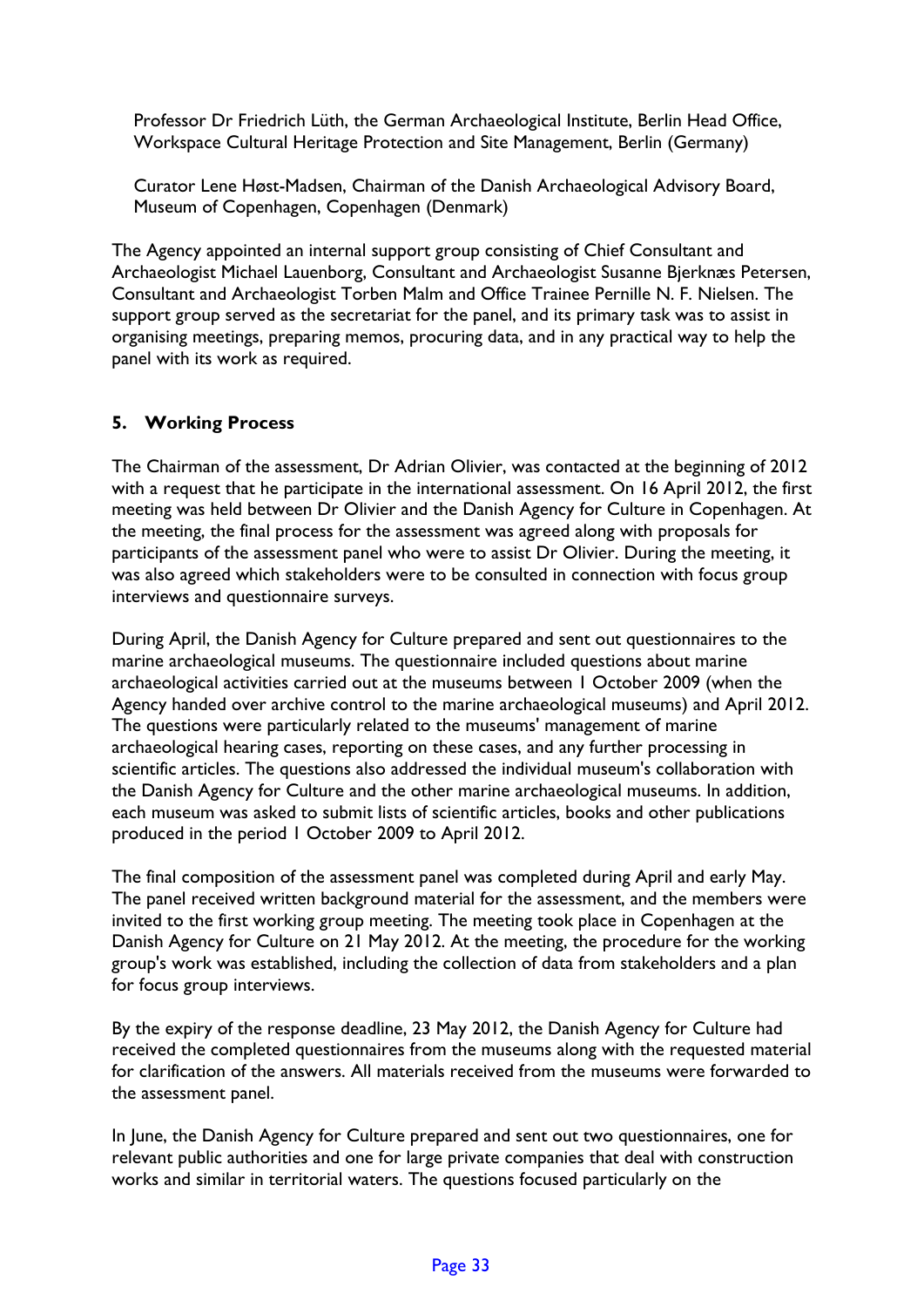Professor Dr Friedrich Lüth, the German Archaeological Institute, Berlin Head Office, Workspace Cultural Heritage Protection and Site Management, Berlin (Germany)

Curator Lene Høst-Madsen, Chairman of the Danish Archaeological Advisory Board, Museum of Copenhagen, Copenhagen (Denmark)

The Agency appointed an internal support group consisting of Chief Consultant and Archaeologist Michael Lauenborg, Consultant and Archaeologist Susanne Bjerknæs Petersen, Consultant and Archaeologist Torben Malm and Office Trainee Pernille N. F. Nielsen. The support group served as the secretariat for the panel, and its primary task was to assist in organising meetings, preparing memos, procuring data, and in any practical way to help the panel with its work as required.

## 5. Working Process

The Chairman of the assessment, Dr Adrian Olivier, was contacted at the beginning of 2012 with a request that he participate in the international assessment. On 16 April 2012, the first meeting was held between Dr Olivier and the Danish Agency for Culture in Copenhagen. At the meeting, the final process for the assessment was agreed along with proposals for participants of the assessment panel who were to assist Dr Olivier. During the meeting, it was also agreed which stakeholders were to be consulted in connection with focus group interviews and questionnaire surveys.

During April, the Danish Agency for Culture prepared and sent out questionnaires to the marine archaeological museums. The questionnaire included questions about marine archaeological activities carried out at the museums between 1 October 2009 (when the Agency handed over archive control to the marine archaeological museums) and April 2012. The questions were particularly related to the museums' management of marine archaeological hearing cases, reporting on these cases, and any further processing in scientific articles. The questions also addressed the individual museum's collaboration with the Danish Agency for Culture and the other marine archaeological museums. In addition, each museum was asked to submit lists of scientific articles, books and other publications produced in the period 1 October 2009 to April 2012.

The final composition of the assessment panel was completed during April and early May. The panel received written background material for the assessment, and the members were invited to the first working group meeting. The meeting took place in Copenhagen at the Danish Agency for Culture on 21 May 2012. At the meeting, the procedure for the working group's work was established, including the collection of data from stakeholders and a plan for focus group interviews.

By the expiry of the response deadline, 23 May 2012, the Danish Agency for Culture had received the completed questionnaires from the museums along with the requested material for clarification of the answers. All materials received from the museums were forwarded to the assessment panel.

In June, the Danish Agency for Culture prepared and sent out two questionnaires, one for relevant public authorities and one for large private companies that deal with construction works and similar in territorial waters. The questions focused particularly on the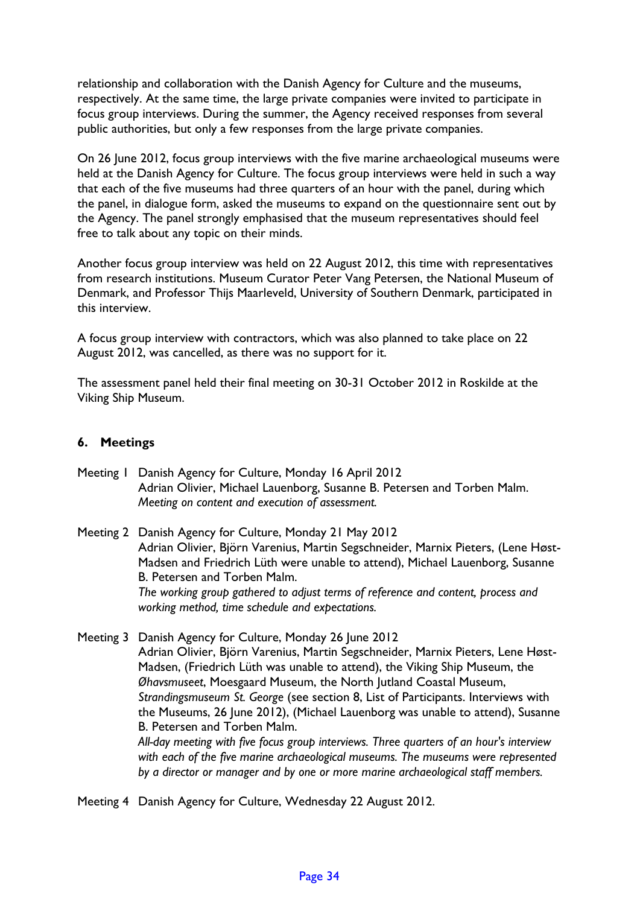relationship and collaboration with the Danish Agency for Culture and the museums, respectively. At the same time, the large private companies were invited to participate in focus group interviews. During the summer, the Agency received responses from several public authorities, but only a few responses from the large private companies.

On 26 June 2012, focus group interviews with the five marine archaeological museums were held at the Danish Agency for Culture. The focus group interviews were held in such a way that each of the five museums had three quarters of an hour with the panel, during which the panel, in dialogue form, asked the museums to expand on the questionnaire sent out by the Agency. The panel strongly emphasised that the museum representatives should feel free to talk about any topic on their minds.

Another focus group interview was held on 22 August 2012, this time with representatives from research institutions. Museum Curator Peter Vang Petersen, the National Museum of Denmark, and Professor Thijs Maarleveld, University of Southern Denmark, participated in this interview.

A focus group interview with contractors, which was also planned to take place on 22 August 2012, was cancelled, as there was no support for it.

The assessment panel held their final meeting on 30-31 October 2012 in Roskilde at the Viking Ship Museum.

## 6. Meetings

Meeting 1 Danish Agency for Culture, Monday 16 April 2012
Adrian Olivier, Michael Lauenborg, Susanne B. Petersen and Torben Malm.
*Meeting on content and execution of assessment.*

Meeting 2 Danish Agency for Culture, Monday 21 May 2012
Adrian Olivier, Björn Varenius, Martin Segschneider, Marnix Pieters, (Lene Høst-Madsen and Friedrich Lüth were unable to attend), Michael Lauenborg, Susanne B. Petersen and Torben Malm.
*The working group gathered to adjust terms of reference and content, process and working method, time schedule and expectations.*

Meeting 3 Danish Agency for Culture, Monday 26 June 2012
Adrian Olivier, Björn Varenius, Martin Segschneider, Marnix Pieters, Lene Høst-Madsen, (Friedrich Lüth was unable to attend), the Viking Ship Museum, the *Øhavsmuseet*, Moesgaard Museum, the North Jutland Coastal Museum, *Strandingsmuseum St. George* (see section 8, List of Participants. Interviews with the Museums, 26 June 2012), (Michael Lauenborg was unable to attend), Susanne B. Petersen and Torben Malm.
*All-day meeting with five focus group interviews. Three quarters of an hour's interview with each of the five marine archaeological museums. The museums were represented by a director or manager and by one or more marine archaeological staff members.*

Meeting 4 Danish Agency for Culture, Wednesday 22 August 2012.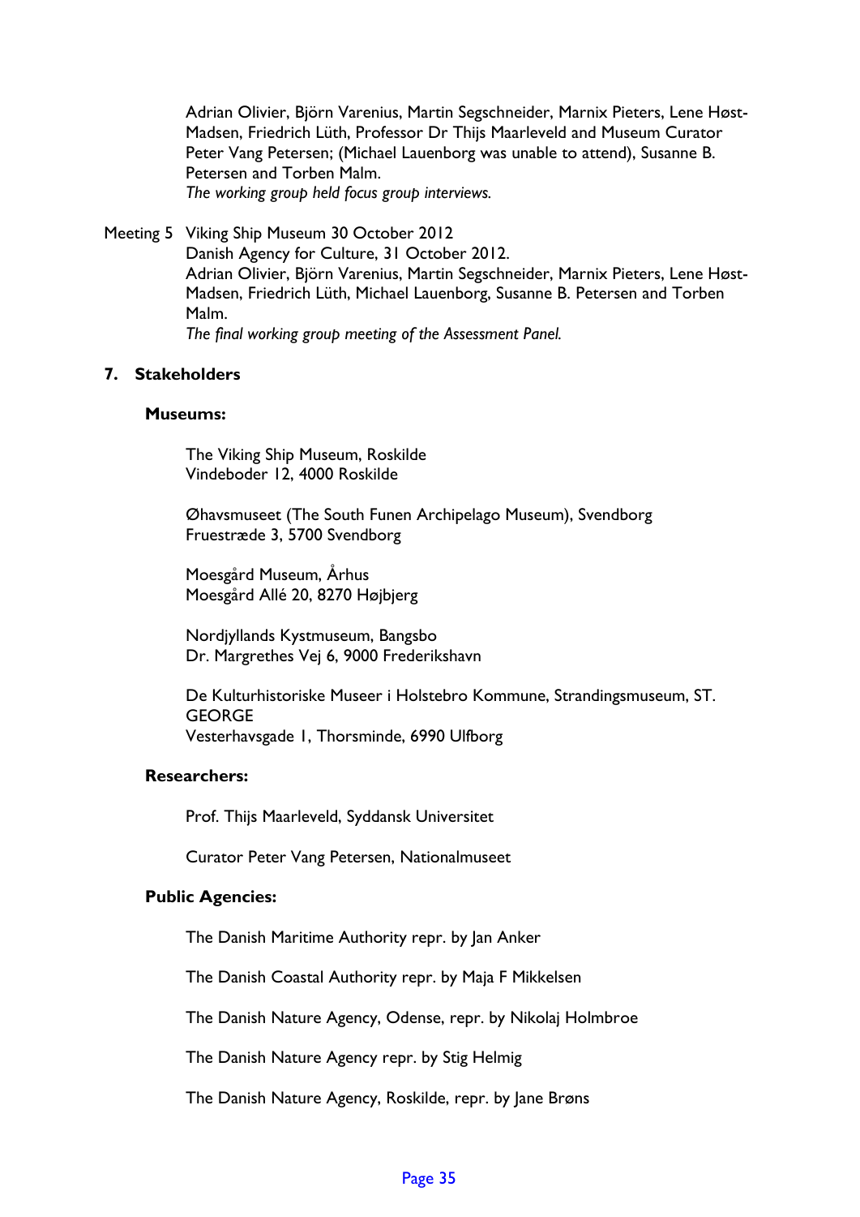Adrian Olivier, Björn Varenius, Martin Segschneider, Marnix Pieters, Lene Høst-Madsen, Friedrich Lüth, Professor Dr Thijs Maarleveld and Museum Curator Peter Vang Petersen; (Michael Lauenborg was unable to attend), Susanne B. Petersen and Torben Malm.
*The working group held focus group interviews.*

Meeting 5 Viking Ship Museum 30 October 2012
Danish Agency for Culture, 31 October 2012.
Adrian Olivier, Björn Varenius, Martin Segschneider, Marnix Pieters, Lene Høst-Madsen, Friedrich Lüth, Michael Lauenborg, Susanne B. Petersen and Torben Malm.
*The final working group meeting of the Assessment Panel.*

## 7. Stakeholders

### Museums:

The Viking Ship Museum, Roskilde
Vindeboder 12, 4000 Roskilde

Øhavsmuseet (The South Funen Archipelago Museum), Svendborg
Fruestræde 3, 5700 Svendborg

Moesgård Museum, Århus
Moesgård Allé 20, 8270 Højbjerg

Nordjyllands Kystmuseum, Bangsbo
Dr. Margrethes Vej 6, 9000 Frederikshavn

De Kulturhistoriske Museer i Holstebro Kommune, Strandingsmuseum, ST. GEORGE
Vesterhavsgade 1, Thorsminde, 6990 Ulfborg

### Researchers:

Prof. Thijs Maarleveld, Syddansk Universitet

Curator Peter Vang Petersen, Nationalmuseet

### Public Agencies:

The Danish Maritime Authority repr. by Jan Anker

The Danish Coastal Authority repr. by Maja F Mikkelsen

The Danish Nature Agency, Odense, repr. by Nikolaj Holmbroe

The Danish Nature Agency repr. by Stig Helmig

The Danish Nature Agency, Roskilde, repr. by Jane Brøns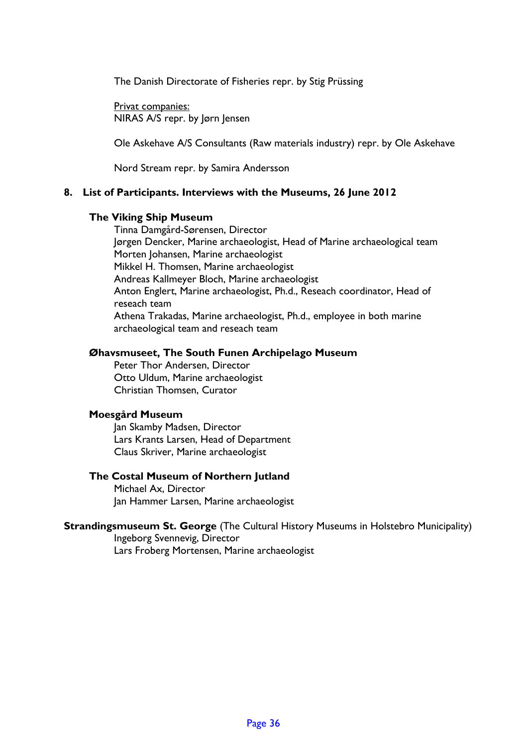The Danish Directorate of Fisheries repr. by Stig Prüssing

Privat companies:
NIRAS A/S repr. by Jørn Jensen

Ole Askehave A/S Consultants (Raw materials industry) repr. by Ole Askehave

Nord Stream repr. by Samira Andersson

## 8. List of Participants. Interviews with the Museums, 26 June 2012

**The Viking Ship Museum**

Tinna Damgård-Sørensen, Director
Jørgen Dencker, Marine archaeologist, Head of Marine archaeological team
Morten Johansen, Marine archaeologist
Mikkel H. Thomsen, Marine archaeologist
Andreas Kallmeyer Bloch, Marine archaeologist
Anton Englert, Marine archaeologist, Ph.d., Reseach coordinator, Head of reseach team
Athena Trakadas, Marine archaeologist, Ph.d., employee in both marine archaeological team and reseach team

**Øhavsmuseet, The South Funen Archipelago Museum**

Peter Thor Andersen, Director
Otto Uldum, Marine archaeologist
Christian Thomsen, Curator

**Moesgård Museum**

Jan Skamby Madsen, Director
Lars Krants Larsen, Head of Department
Claus Skriver, Marine archaeologist

**The Costal Museum of Northern Jutland**

Michael Ax, Director
Jan Hammer Larsen, Marine archaeologist

**Strandingsmuseum St. George** (The Cultural History Museums in Holstebro Municipality)

Ingeborg Svennevig, Director
Lars Froberg Mortensen, Marine archaeologist